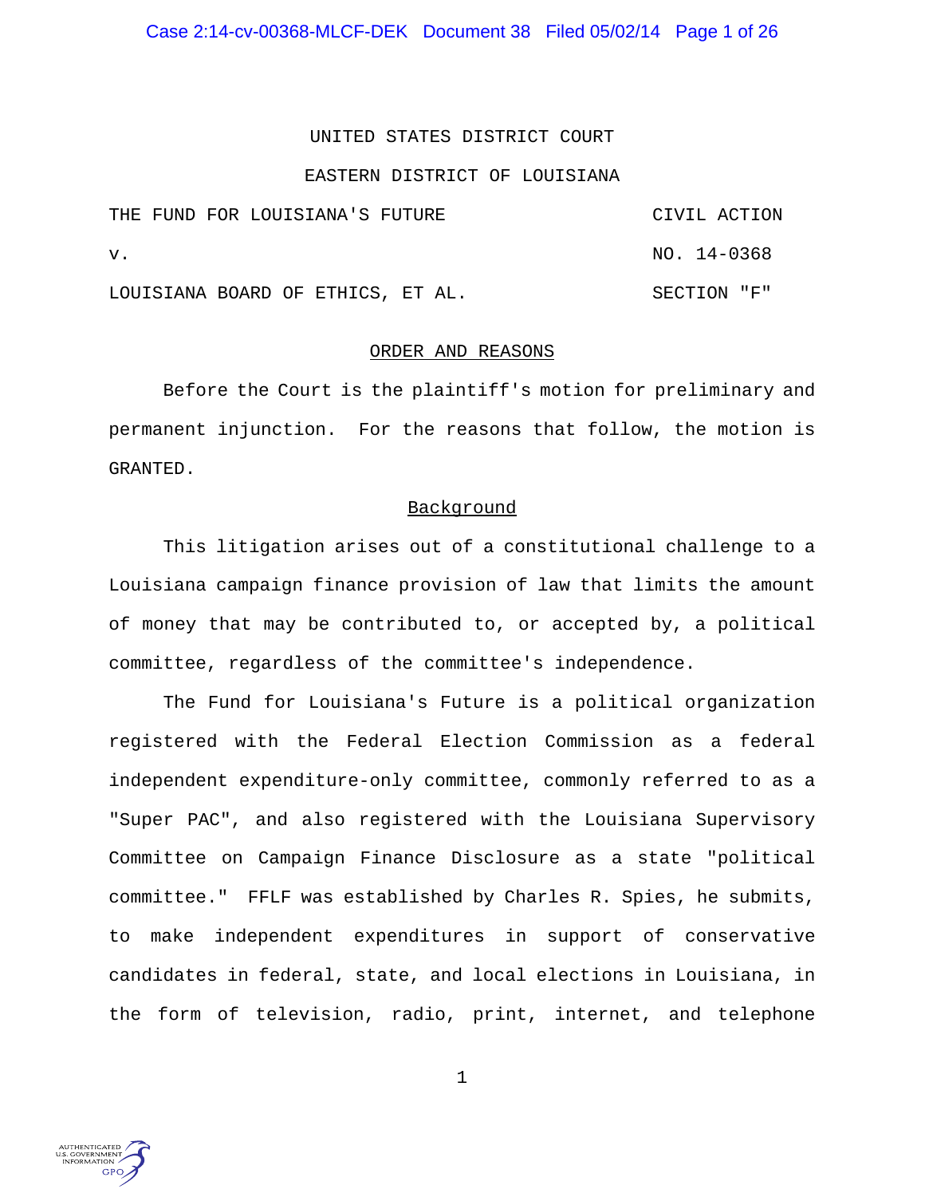UNITED STATES DISTRICT COURT

EASTERN DISTRICT OF LOUISIANA

| | |
|---|---|
| THE FUND FOR LOUISIANA'S FUTURE | CIVIL ACTION |
| v. | NO. 14-0368 |
| LOUISIANA BOARD OF ETHICS, ET AL. | SECTION "F" |

## ORDER AND REASONS

Before the Court is the plaintiff's motion for preliminary and permanent injunction. For the reasons that follow, the motion is GRANTED.

### Background

This litigation arises out of a constitutional challenge to a Louisiana campaign finance provision of law that limits the amount of money that may be contributed to, or accepted by, a political committee, regardless of the committee's independence.

The Fund for Louisiana's Future is a political organization registered with the Federal Election Commission as a federal independent expenditure-only committee, commonly referred to as a "Super PAC", and also registered with the Louisiana Supervisory Committee on Campaign Finance Disclosure as a state "political committee." FFLF was established by Charles R. Spies, he submits, to make independent expenditures in support of conservative candidates in federal, state, and local elections in Louisiana, in the form of television, radio, print, internet, and telephone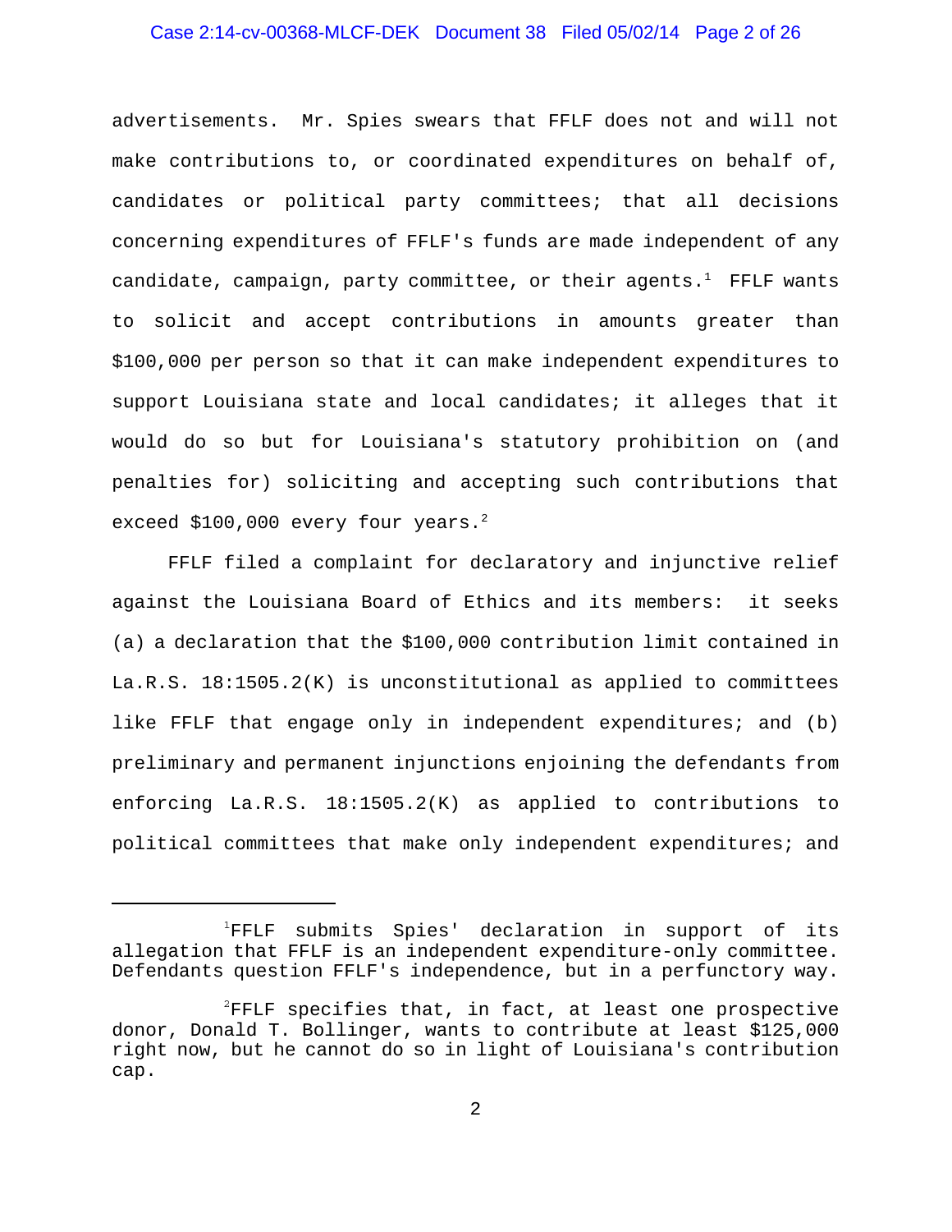advertisements. Mr. Spies swears that FFLF does not and will not make contributions to, or coordinated expenditures on behalf of, candidates or political party committees; that all decisions concerning expenditures of FFLF's funds are made independent of any candidate, campaign, party committee, or their agents.[1] FFLF wants to solicit and accept contributions in amounts greater than $100,000 per person so that it can make independent expenditures to support Louisiana state and local candidates; it alleges that it would do so but for Louisiana's statutory prohibition on (and penalties for) soliciting and accepting such contributions that exceed $100,000 every four years.[2]

FFLF filed a complaint for declaratory and injunctive relief against the Louisiana Board of Ethics and its members: it seeks (a) a declaration that the $100,000 contribution limit contained in La.R.S. 18:1505.2(K) is unconstitutional as applied to committees like FFLF that engage only in independent expenditures; and (b) preliminary and permanent injunctions enjoining the defendants from enforcing La.R.S. 18:1505.2(K) as applied to contributions to political committees that make only independent expenditures; and

---

[1] FFLF submits Spies' declaration in support of its allegation that FFLF is an independent expenditure-only committee. Defendants question FFLF's independence, but in a perfunctory way.

[2] FFLF specifies that, in fact, at least one prospective donor, Donald T. Bollinger, wants to contribute at least $125,000 right now, but he cannot do so in light of Louisiana's contribution cap.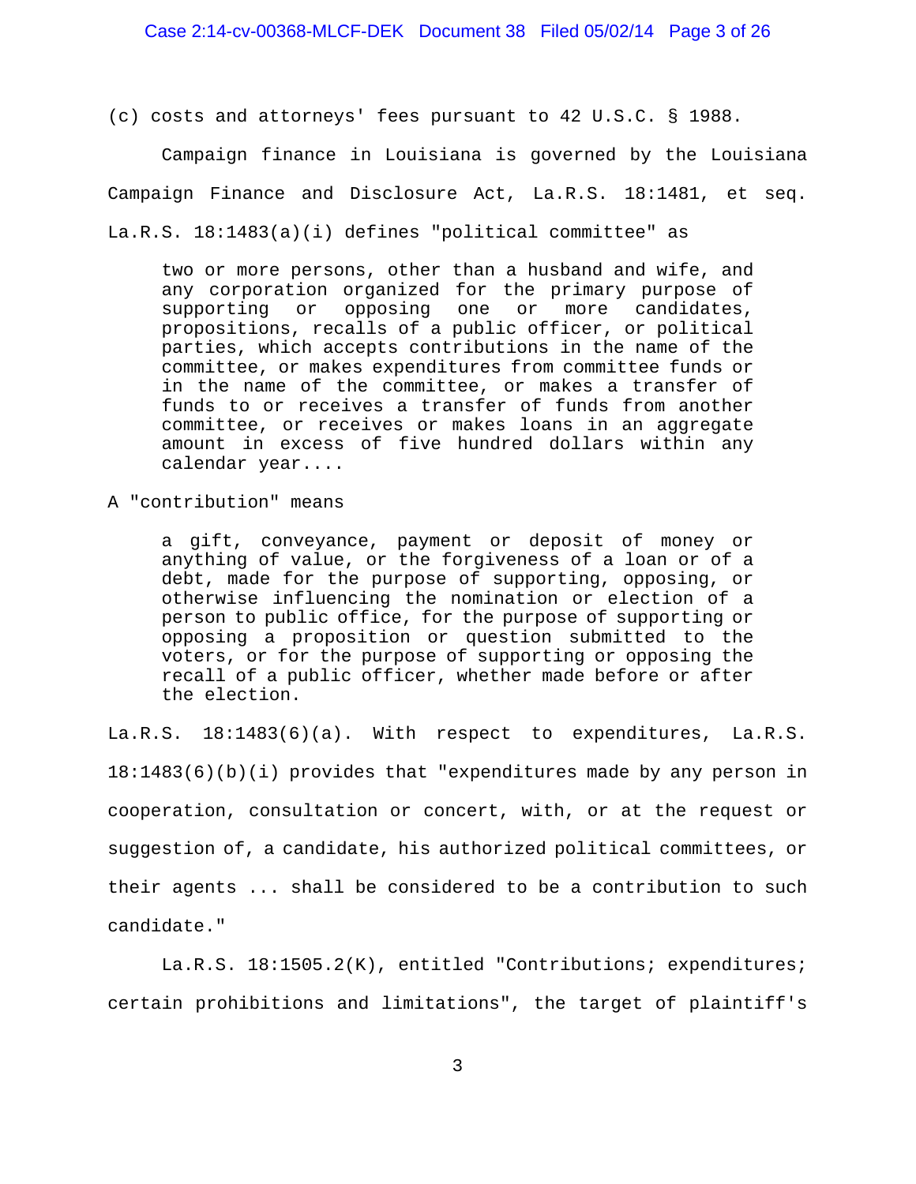(c) costs and attorneys' fees pursuant to 42 U.S.C. § 1988.

Campaign finance in Louisiana is governed by the Louisiana Campaign Finance and Disclosure Act, La.R.S. 18:1481, et seq. La.R.S. 18:1483(a)(i) defines "political committee" as

> two or more persons, other than a husband and wife, and any corporation organized for the primary purpose of supporting or opposing one or more candidates, propositions, recalls of a public officer, or political parties, which accepts contributions in the name of the committee, or makes expenditures from committee funds or in the name of the committee, or makes a transfer of funds to or receives a transfer of funds from another committee, or receives or makes loans in an aggregate amount in excess of five hundred dollars within any calendar year....

A "contribution" means

> a gift, conveyance, payment or deposit of money or anything of value, or the forgiveness of a loan or of a debt, made for the purpose of supporting, opposing, or otherwise influencing the nomination or election of a person to public office, for the purpose of supporting or opposing a proposition or question submitted to the voters, or for the purpose of supporting or opposing the recall of a public officer, whether made before or after the election.

La.R.S. 18:1483(6)(a). With respect to expenditures, La.R.S. 18:1483(6)(b)(i) provides that "expenditures made by any person in cooperation, consultation or concert, with, or at the request or suggestion of, a candidate, his authorized political committees, or their agents ... shall be considered to be a contribution to such candidate."

La.R.S. 18:1505.2(K), entitled "Contributions; expenditures; certain prohibitions and limitations", the target of plaintiff's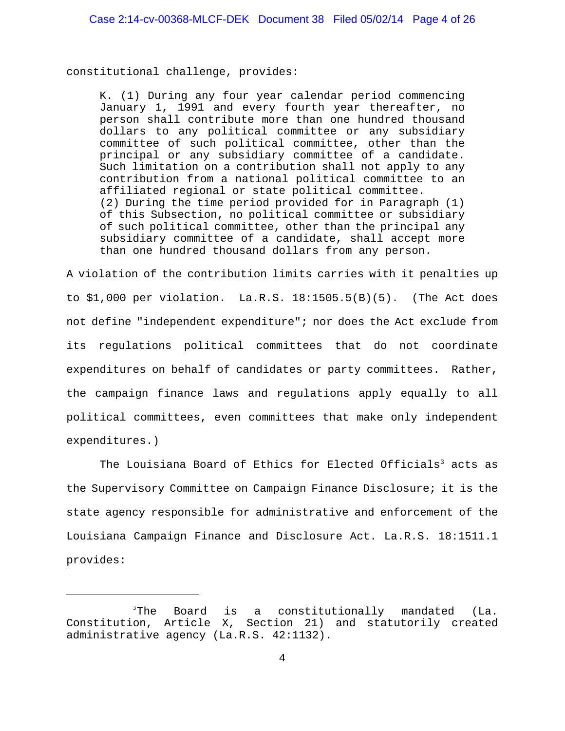constitutional challenge, provides:

> K. (1) During any four year calendar period commencing January 1, 1991 and every fourth year thereafter, no person shall contribute more than one hundred thousand dollars to any political committee or any subsidiary committee of such political committee, other than the principal or any subsidiary committee of a candidate. Such limitation on a contribution shall not apply to any contribution from a national political committee to an affiliated regional or state political committee.
> (2) During the time period provided for in Paragraph (1) of this Subsection, no political committee or subsidiary of such political committee, other than the principal any subsidiary committee of a candidate, shall accept more than one hundred thousand dollars from any person.

A violation of the contribution limits carries with it penalties up to $1,000 per violation. La.R.S. 18:1505.5(B)(5). (The Act does not define "independent expenditure"; nor does the Act exclude from its regulations political committees that do not coordinate expenditures on behalf of candidates or party committees. Rather, the campaign finance laws and regulations apply equally to all political committees, even committees that make only independent expenditures.)

The Louisiana Board of Ethics for Elected Officials[3] acts as the Supervisory Committee on Campaign Finance Disclosure; it is the state agency responsible for administrative and enforcement of the Louisiana Campaign Finance and Disclosure Act. La.R.S. 18:1511.1 provides:

---

[3] The Board is a constitutionally mandated (La. Constitution, Article X, Section 21) and statutorily created administrative agency (La.R.S. 42:1132).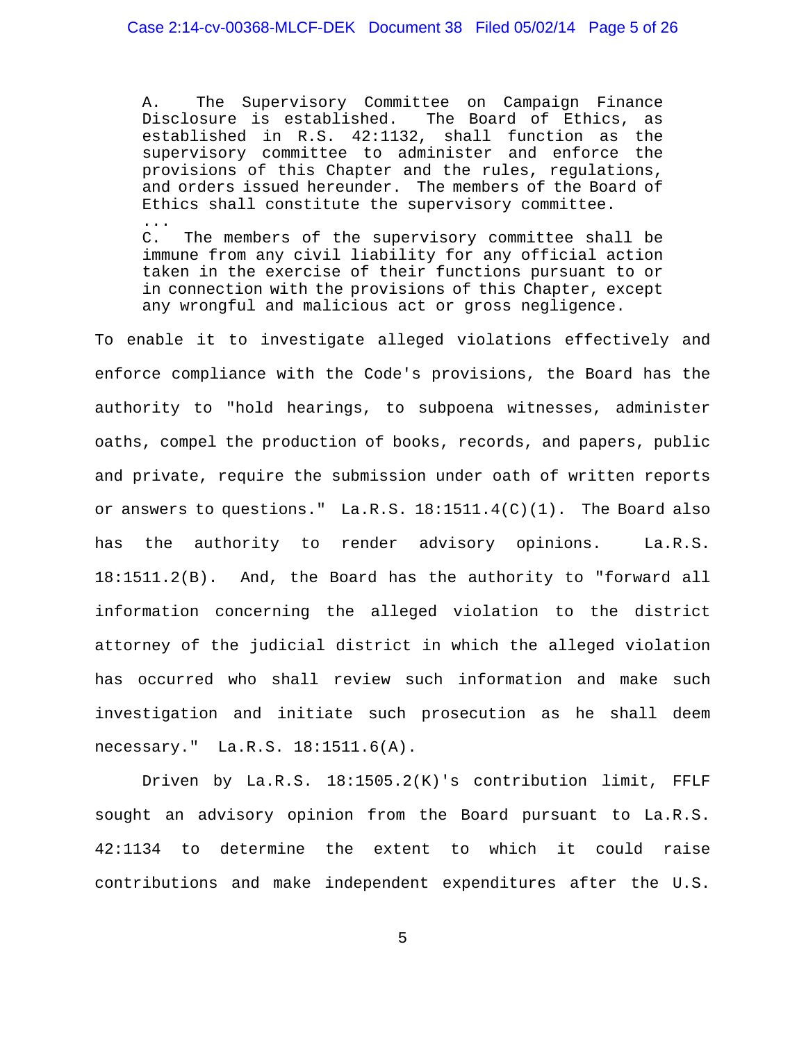> A. The Supervisory Committee on Campaign Finance Disclosure is established. The Board of Ethics, as established in R.S. 42:1132, shall function as the supervisory committee to administer and enforce the provisions of this Chapter and the rules, regulations, and orders issued hereunder. The members of the Board of Ethics shall constitute the supervisory committee.
>
> ...
>
> C. The members of the supervisory committee shall be immune from any civil liability for any official action taken in the exercise of their functions pursuant to or in connection with the provisions of this Chapter, except any wrongful and malicious act or gross negligence.

To enable it to investigate alleged violations effectively and enforce compliance with the Code's provisions, the Board has the authority to "hold hearings, to subpoena witnesses, administer oaths, compel the production of books, records, and papers, public and private, require the submission under oath of written reports or answers to questions." La.R.S. 18:1511.4(C)(1). The Board also has the authority to render advisory opinions. La.R.S. 18:1511.2(B). And, the Board has the authority to "forward all information concerning the alleged violation to the district attorney of the judicial district in which the alleged violation has occurred who shall review such information and make such investigation and initiate such prosecution as he shall deem necessary." La.R.S. 18:1511.6(A).

Driven by La.R.S. 18:1505.2(K)'s contribution limit, FFLF sought an advisory opinion from the Board pursuant to La.R.S. 42:1134 to determine the extent to which it could raise contributions and make independent expenditures after the U.S.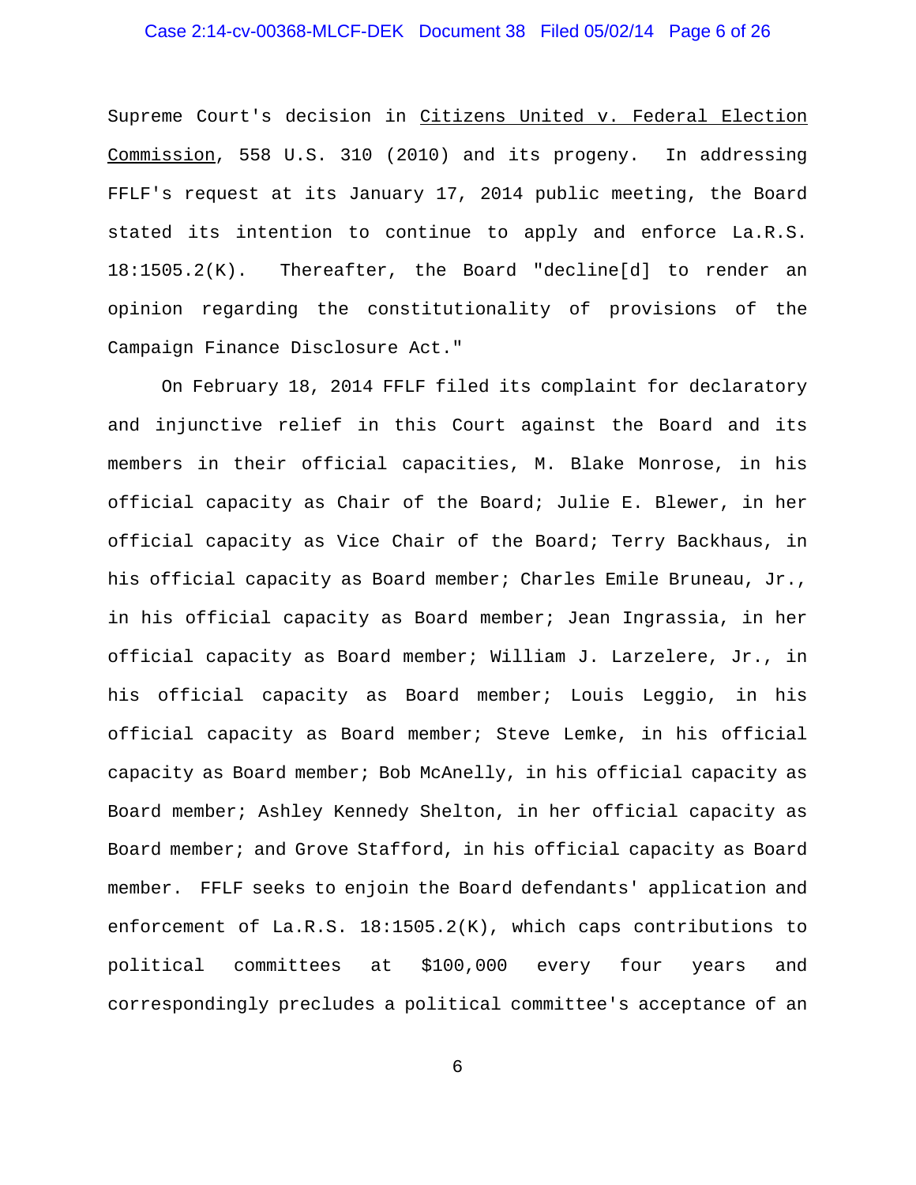Supreme Court's decision in Citizens United v. Federal Election Commission, 558 U.S. 310 (2010) and its progeny. In addressing FFLF's request at its January 17, 2014 public meeting, the Board stated its intention to continue to apply and enforce La.R.S. 18:1505.2(K). Thereafter, the Board "decline[d] to render an opinion regarding the constitutionality of provisions of the Campaign Finance Disclosure Act."

On February 18, 2014 FFLF filed its complaint for declaratory and injunctive relief in this Court against the Board and its members in their official capacities, M. Blake Monrose, in his official capacity as Chair of the Board; Julie E. Blewer, in her official capacity as Vice Chair of the Board; Terry Backhaus, in his official capacity as Board member; Charles Emile Bruneau, Jr., in his official capacity as Board member; Jean Ingrassia, in her official capacity as Board member; William J. Larzelere, Jr., in his official capacity as Board member; Louis Leggio, in his official capacity as Board member; Steve Lemke, in his official capacity as Board member; Bob McAnelly, in his official capacity as Board member; Ashley Kennedy Shelton, in her official capacity as Board member; and Grove Stafford, in his official capacity as Board member. FFLF seeks to enjoin the Board defendants' application and enforcement of La.R.S. 18:1505.2(K), which caps contributions to political committees at $100,000 every four years and correspondingly precludes a political committee's acceptance of an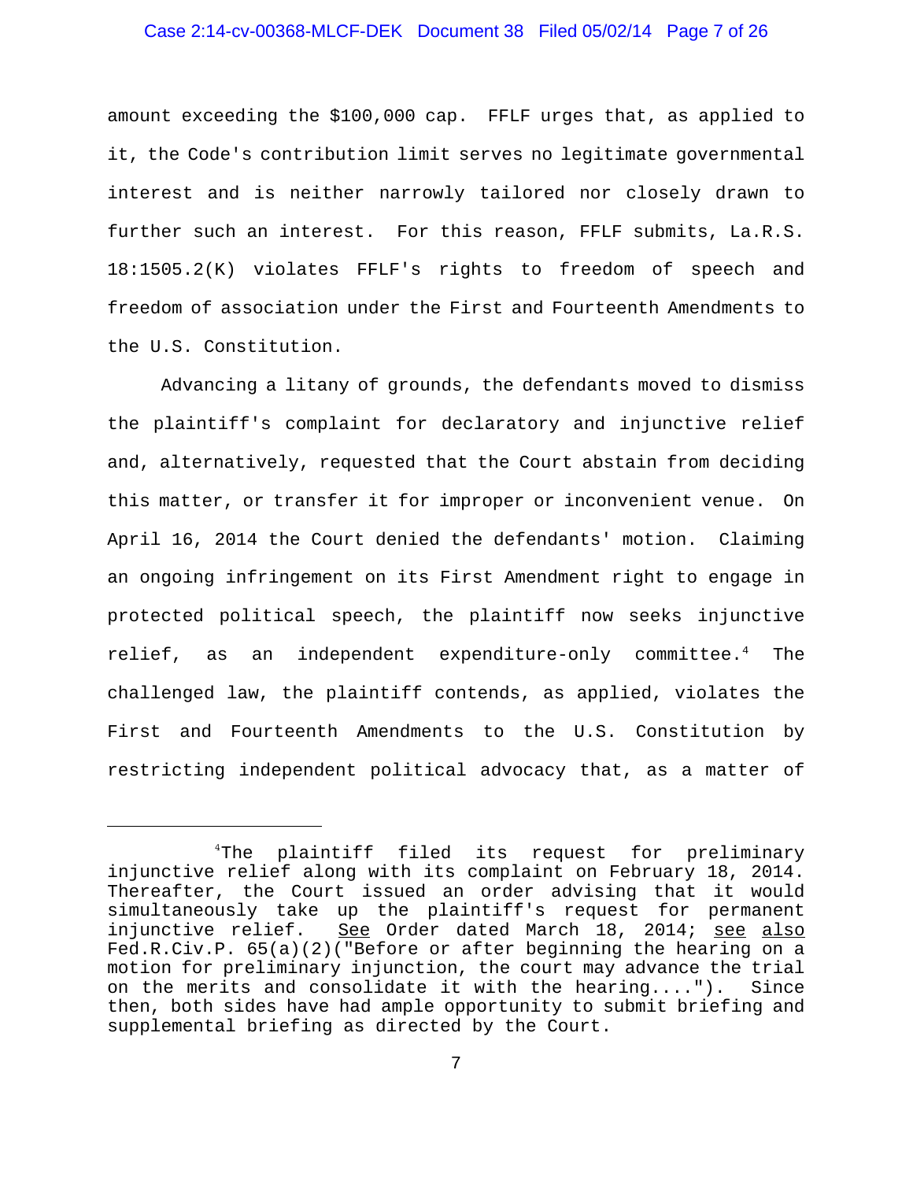amount exceeding the $100,000 cap. FFLF urges that, as applied to it, the Code's contribution limit serves no legitimate governmental interest and is neither narrowly tailored nor closely drawn to further such an interest. For this reason, FFLF submits, La.R.S. 18:1505.2(K) violates FFLF's rights to freedom of speech and freedom of association under the First and Fourteenth Amendments to the U.S. Constitution.

Advancing a litany of grounds, the defendants moved to dismiss the plaintiff's complaint for declaratory and injunctive relief and, alternatively, requested that the Court abstain from deciding this matter, or transfer it for improper or inconvenient venue. On April 16, 2014 the Court denied the defendants' motion. Claiming an ongoing infringement on its First Amendment right to engage in protected political speech, the plaintiff now seeks injunctive relief, as an independent expenditure-only committee.[4] The challenged law, the plaintiff contends, as applied, violates the First and Fourteenth Amendments to the U.S. Constitution by restricting independent political advocacy that, as a matter of

---

[4]The plaintiff filed its request for preliminary injunctive relief along with its complaint on February 18, 2014. Thereafter, the Court issued an order advising that it would simultaneously take up the plaintiff's request for permanent injunctive relief. See Order dated March 18, 2014; see also Fed.R.Civ.P. 65(a)(2)("Before or after beginning the hearing on a motion for preliminary injunction, the court may advance the trial on the merits and consolidate it with the hearing...."). Since then, both sides have had ample opportunity to submit briefing and supplemental briefing as directed by the Court.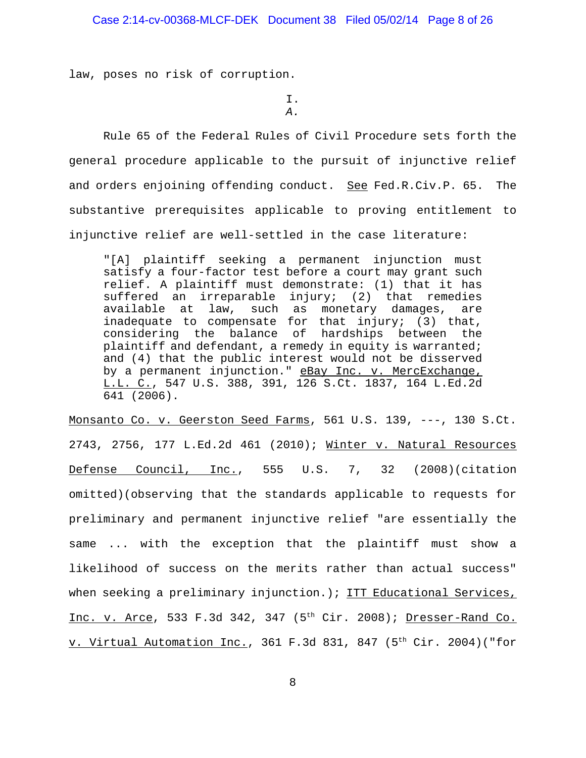law, poses no risk of corruption.

I.

*A.*

Rule 65 of the Federal Rules of Civil Procedure sets forth the general procedure applicable to the pursuit of injunctive relief and orders enjoining offending conduct. See Fed.R.Civ.P. 65. The substantive prerequisites applicable to proving entitlement to injunctive relief are well-settled in the case literature:

> "[A] plaintiff seeking a permanent injunction must satisfy a four-factor test before a court may grant such relief. A plaintiff must demonstrate: (1) that it has suffered an irreparable injury; (2) that remedies available at law, such as monetary damages, are inadequate to compensate for that injury; (3) that, considering the balance of hardships between the plaintiff and defendant, a remedy in equity is warranted; and (4) that the public interest would not be disserved by a permanent injunction." eBay Inc. v. MercExchange, L.L. C., 547 U.S. 388, 391, 126 S.Ct. 1837, 164 L.Ed.2d 641 (2006).

Monsanto Co. v. Geerston Seed Farms, 561 U.S. 139, ---, 130 S.Ct. 2743, 2756, 177 L.Ed.2d 461 (2010); Winter v. Natural Resources Defense Council, Inc., 555 U.S. 7, 32 (2008)(citation omitted)(observing that the standards applicable to requests for preliminary and permanent injunctive relief "are essentially the same ... with the exception that the plaintiff must show a likelihood of success on the merits rather than actual success" when seeking a preliminary injunction.); ITT Educational Services, Inc. v. Arce, 533 F.3d 342, 347 (5th Cir. 2008); Dresser-Rand Co. v. Virtual Automation Inc., 361 F.3d 831, 847 (5th Cir. 2004)("for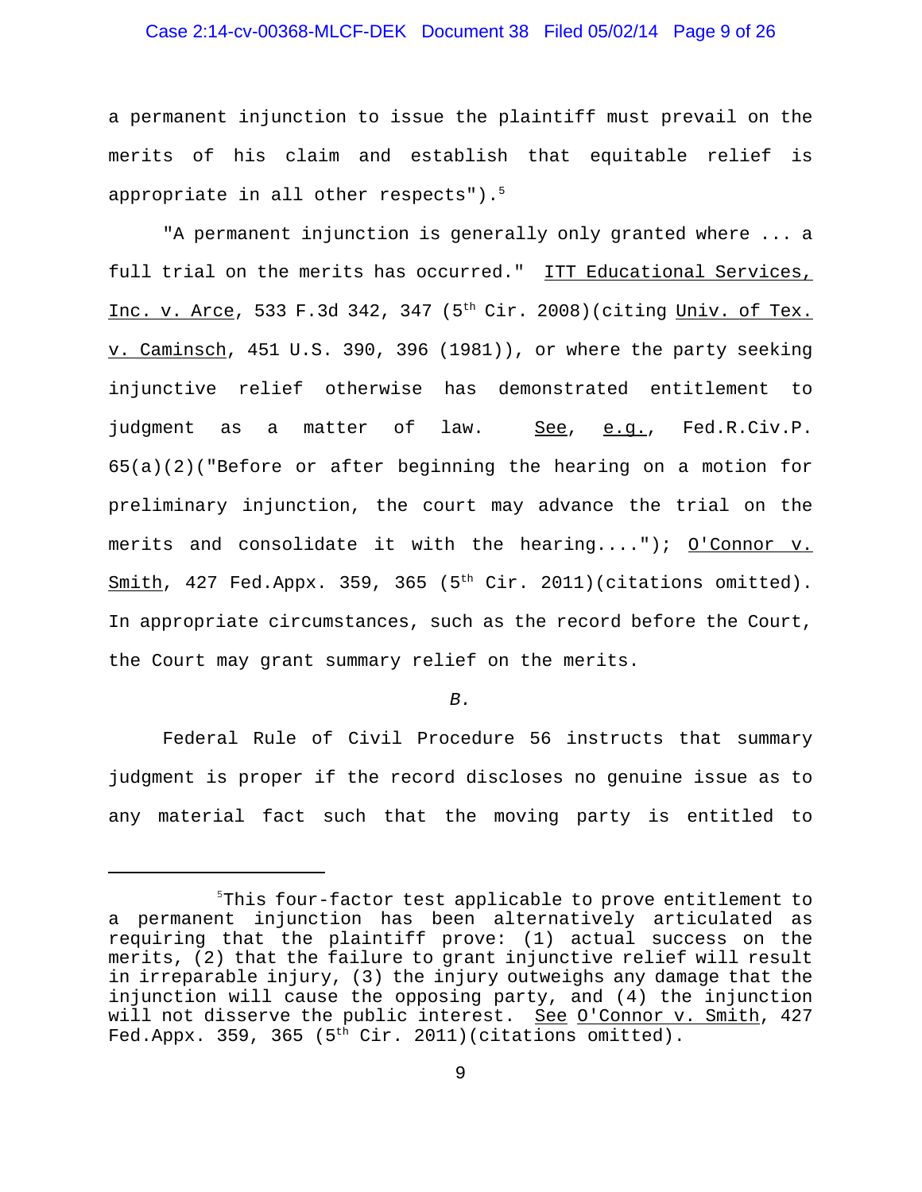a permanent injunction to issue the plaintiff must prevail on the merits of his claim and establish that equitable relief is appropriate in all other respects").[5]

"A permanent injunction is generally only granted where ... a full trial on the merits has occurred." ITT Educational Services, Inc. v. Arce, 533 F.3d 342, 347 (5th Cir. 2008)(citing Univ. of Tex. v. Caminsch, 451 U.S. 390, 396 (1981)), or where the party seeking injunctive relief otherwise has demonstrated entitlement to judgment as a matter of law. See, e.g., Fed.R.Civ.P. 65(a)(2)("Before or after beginning the hearing on a motion for preliminary injunction, the court may advance the trial on the merits and consolidate it with the hearing...."); O'Connor v. Smith, 427 Fed.Appx. 359, 365 (5th Cir. 2011)(citations omitted). In appropriate circumstances, such as the record before the Court, the Court may grant summary relief on the merits.

*B.*

Federal Rule of Civil Procedure 56 instructs that summary judgment is proper if the record discloses no genuine issue as to any material fact such that the moving party is entitled to

---

[5] This four-factor test applicable to prove entitlement to a permanent injunction has been alternatively articulated as requiring that the plaintiff prove: (1) actual success on the merits, (2) that the failure to grant injunctive relief will result in irreparable injury, (3) the injury outweighs any damage that the injunction will cause the opposing party, and (4) the injunction will not disserve the public interest. See O'Connor v. Smith, 427 Fed.Appx. 359, 365 (5th Cir. 2011)(citations omitted).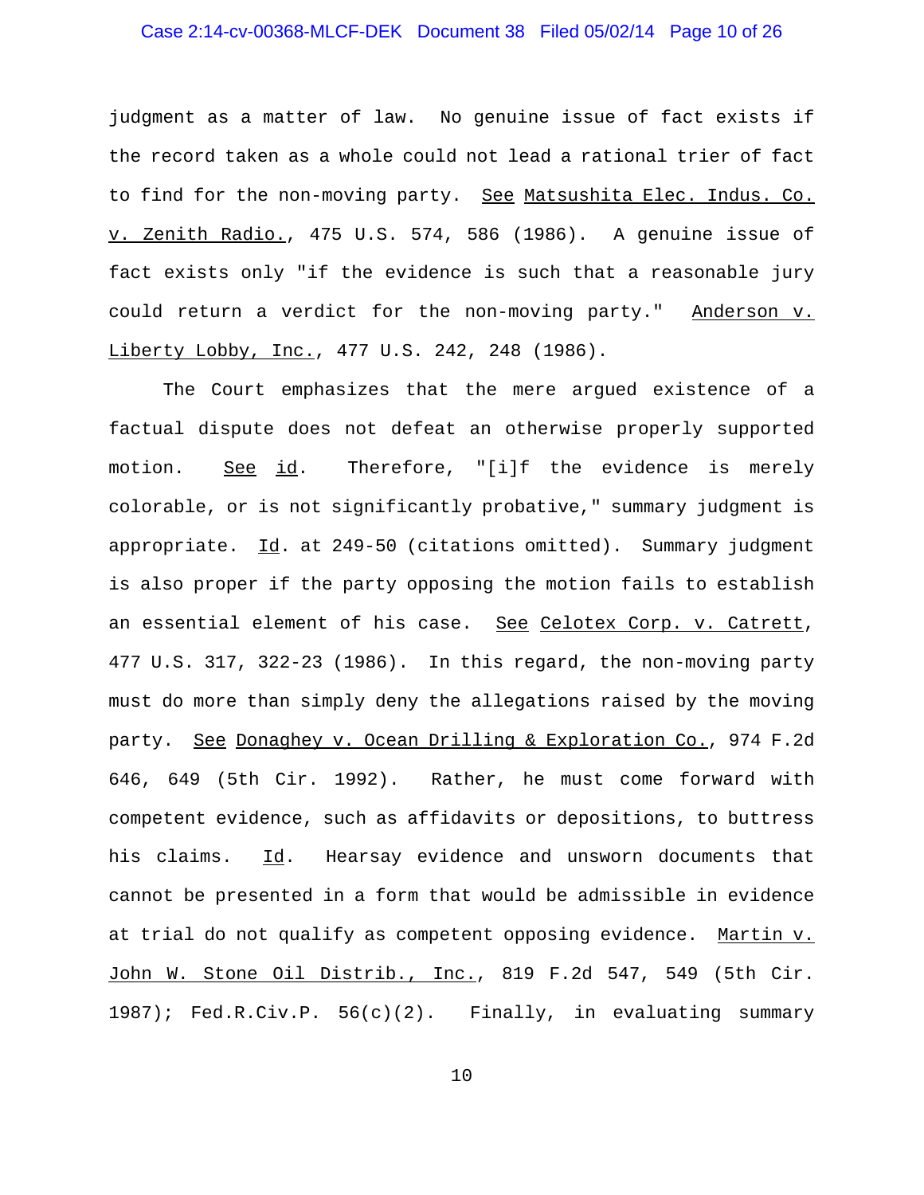judgment as a matter of law. No genuine issue of fact exists if the record taken as a whole could not lead a rational trier of fact to find for the non-moving party. See Matsushita Elec. Indus. Co. v. Zenith Radio., 475 U.S. 574, 586 (1986). A genuine issue of fact exists only "if the evidence is such that a reasonable jury could return a verdict for the non-moving party." Anderson v. Liberty Lobby, Inc., 477 U.S. 242, 248 (1986).

The Court emphasizes that the mere argued existence of a factual dispute does not defeat an otherwise properly supported motion. See id. Therefore, "[i]f the evidence is merely colorable, or is not significantly probative," summary judgment is appropriate. Id. at 249-50 (citations omitted). Summary judgment is also proper if the party opposing the motion fails to establish an essential element of his case. See Celotex Corp. v. Catrett, 477 U.S. 317, 322-23 (1986). In this regard, the non-moving party must do more than simply deny the allegations raised by the moving party. See Donaghey v. Ocean Drilling & Exploration Co., 974 F.2d 646, 649 (5th Cir. 1992). Rather, he must come forward with competent evidence, such as affidavits or depositions, to buttress his claims. Id. Hearsay evidence and unsworn documents that cannot be presented in a form that would be admissible in evidence at trial do not qualify as competent opposing evidence. Martin v. John W. Stone Oil Distrib., Inc., 819 F.2d 547, 549 (5th Cir. 1987); Fed.R.Civ.P. 56(c)(2). Finally, in evaluating summary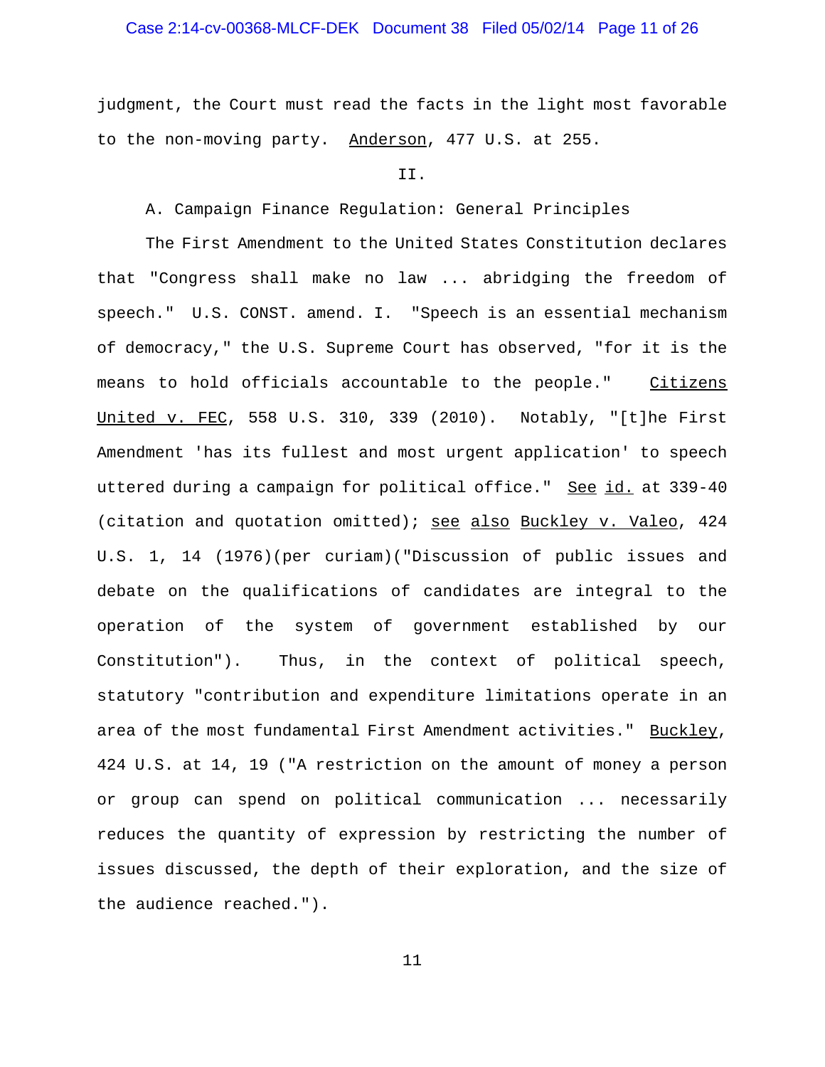judgment, the Court must read the facts in the light most favorable to the non-moving party. Anderson, 477 U.S. at 255.

II.

A. Campaign Finance Regulation: General Principles

The First Amendment to the United States Constitution declares that "Congress shall make no law ... abridging the freedom of speech." U.S. CONST. amend. I. "Speech is an essential mechanism of democracy," the U.S. Supreme Court has observed, "for it is the means to hold officials accountable to the people." Citizens United v. FEC, 558 U.S. 310, 339 (2010). Notably, "[t]he First Amendment 'has its fullest and most urgent application' to speech uttered during a campaign for political office." See id. at 339-40 (citation and quotation omitted); see also Buckley v. Valeo, 424 U.S. 1, 14 (1976)(per curiam)("Discussion of public issues and debate on the qualifications of candidates are integral to the operation of the system of government established by our Constitution"). Thus, in the context of political speech, statutory "contribution and expenditure limitations operate in an area of the most fundamental First Amendment activities." Buckley, 424 U.S. at 14, 19 ("A restriction on the amount of money a person or group can spend on political communication ... necessarily reduces the quantity of expression by restricting the number of issues discussed, the depth of their exploration, and the size of the audience reached.").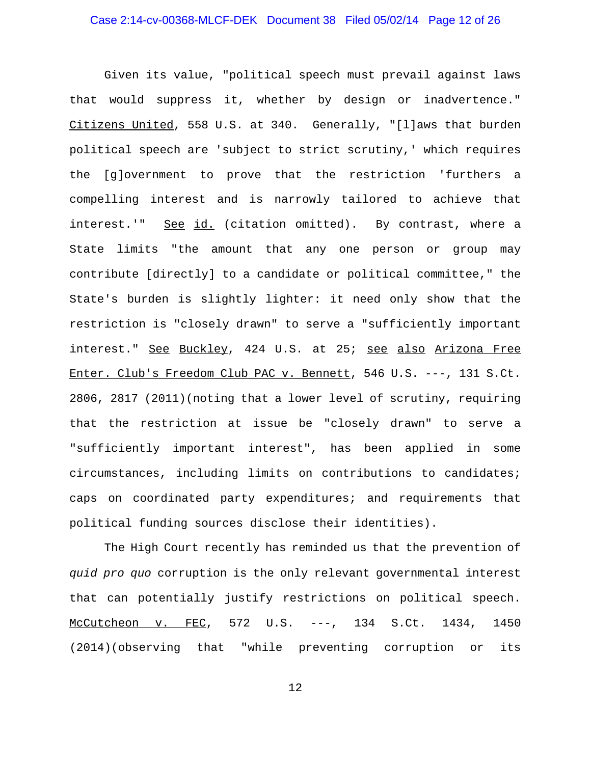Given its value, "political speech must prevail against laws that would suppress it, whether by design or inadvertence." Citizens United, 558 U.S. at 340. Generally, "[l]aws that burden political speech are 'subject to strict scrutiny,' which requires the [g]overnment to prove that the restriction 'furthers a compelling interest and is narrowly tailored to achieve that interest.'" See id. (citation omitted). By contrast, where a State limits "the amount that any one person or group may contribute [directly] to a candidate or political committee," the State's burden is slightly lighter: it need only show that the restriction is "closely drawn" to serve a "sufficiently important interest." See Buckley, 424 U.S. at 25; see also Arizona Free Enter. Club's Freedom Club PAC v. Bennett, 546 U.S. ---, 131 S.Ct. 2806, 2817 (2011)(noting that a lower level of scrutiny, requiring that the restriction at issue be "closely drawn" to serve a "sufficiently important interest", has been applied in some circumstances, including limits on contributions to candidates; caps on coordinated party expenditures; and requirements that political funding sources disclose their identities).

The High Court recently has reminded us that the prevention of *quid pro quo* corruption is the only relevant governmental interest that can potentially justify restrictions on political speech. McCutcheon v. FEC, 572 U.S. ---, 134 S.Ct. 1434, 1450 (2014)(observing that "while preventing corruption or its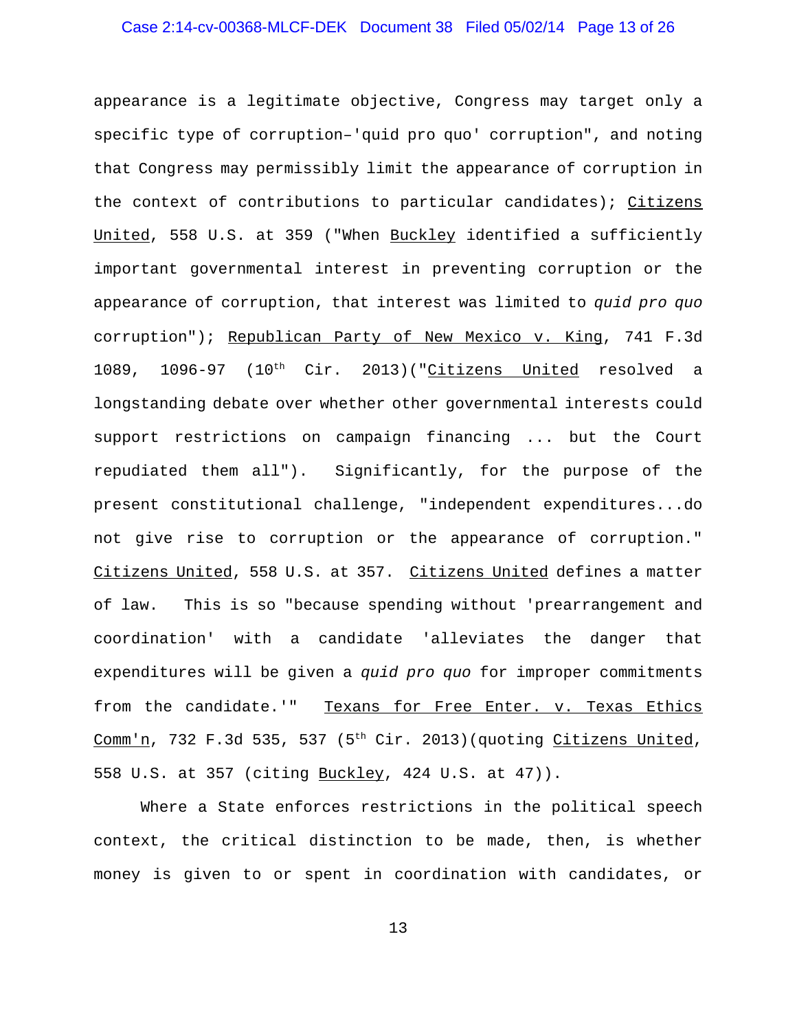appearance is a legitimate objective, Congress may target only a specific type of corruption–'quid pro quo' corruption", and noting that Congress may permissibly limit the appearance of corruption in the context of contributions to particular candidates); Citizens United, 558 U.S. at 359 ("When Buckley identified a sufficiently important governmental interest in preventing corruption or the appearance of corruption, that interest was limited to *quid pro quo* corruption"); Republican Party of New Mexico v. King, 741 F.3d 1089, 1096-97 (10th Cir. 2013)("Citizens United resolved a longstanding debate over whether other governmental interests could support restrictions on campaign financing ... but the Court repudiated them all"). Significantly, for the purpose of the present constitutional challenge, "independent expenditures...do not give rise to corruption or the appearance of corruption." Citizens United, 558 U.S. at 357. Citizens United defines a matter of law. This is so "because spending without 'prearrangement and coordination' with a candidate 'alleviates the danger that expenditures will be given a *quid pro quo* for improper commitments from the candidate.'" Texans for Free Enter. v. Texas Ethics Comm'n, 732 F.3d 535, 537 (5th Cir. 2013)(quoting Citizens United, 558 U.S. at 357 (citing Buckley, 424 U.S. at 47)).

Where a State enforces restrictions in the political speech context, the critical distinction to be made, then, is whether money is given to or spent in coordination with candidates, or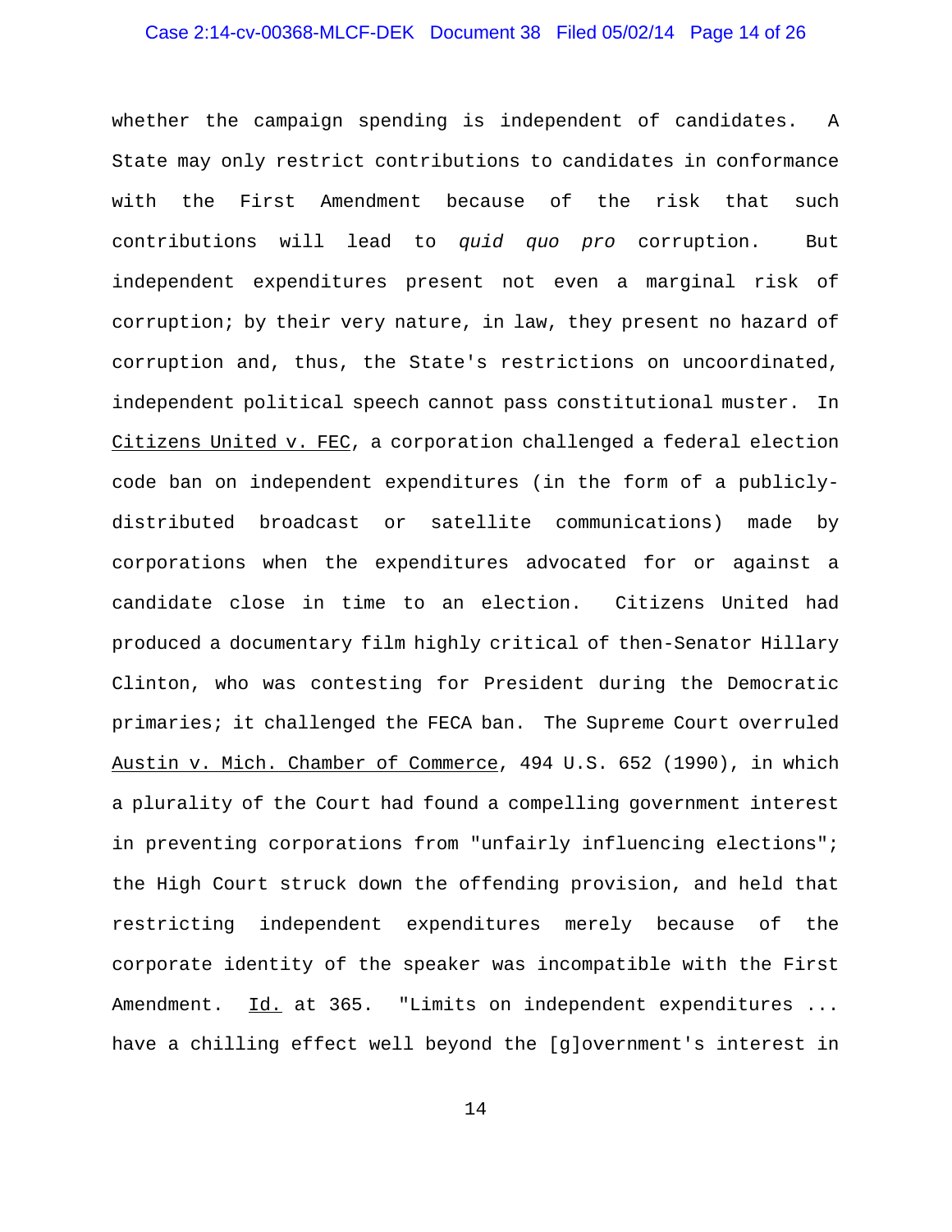whether the campaign spending is independent of candidates. A State may only restrict contributions to candidates in conformance with the First Amendment because of the risk that such contributions will lead to *quid quo pro* corruption. But independent expenditures present not even a marginal risk of corruption; by their very nature, in law, they present no hazard of corruption and, thus, the State's restrictions on uncoordinated, independent political speech cannot pass constitutional muster. In Citizens United v. FEC, a corporation challenged a federal election code ban on independent expenditures (in the form of a publicly-distributed broadcast or satellite communications) made by corporations when the expenditures advocated for or against a candidate close in time to an election. Citizens United had produced a documentary film highly critical of then-Senator Hillary Clinton, who was contesting for President during the Democratic primaries; it challenged the FECA ban. The Supreme Court overruled Austin v. Mich. Chamber of Commerce, 494 U.S. 652 (1990), in which a plurality of the Court had found a compelling government interest in preventing corporations from "unfairly influencing elections"; the High Court struck down the offending provision, and held that restricting independent expenditures merely because of the corporate identity of the speaker was incompatible with the First Amendment. Id. at 365. "Limits on independent expenditures ... have a chilling effect well beyond the [g]overnment's interest in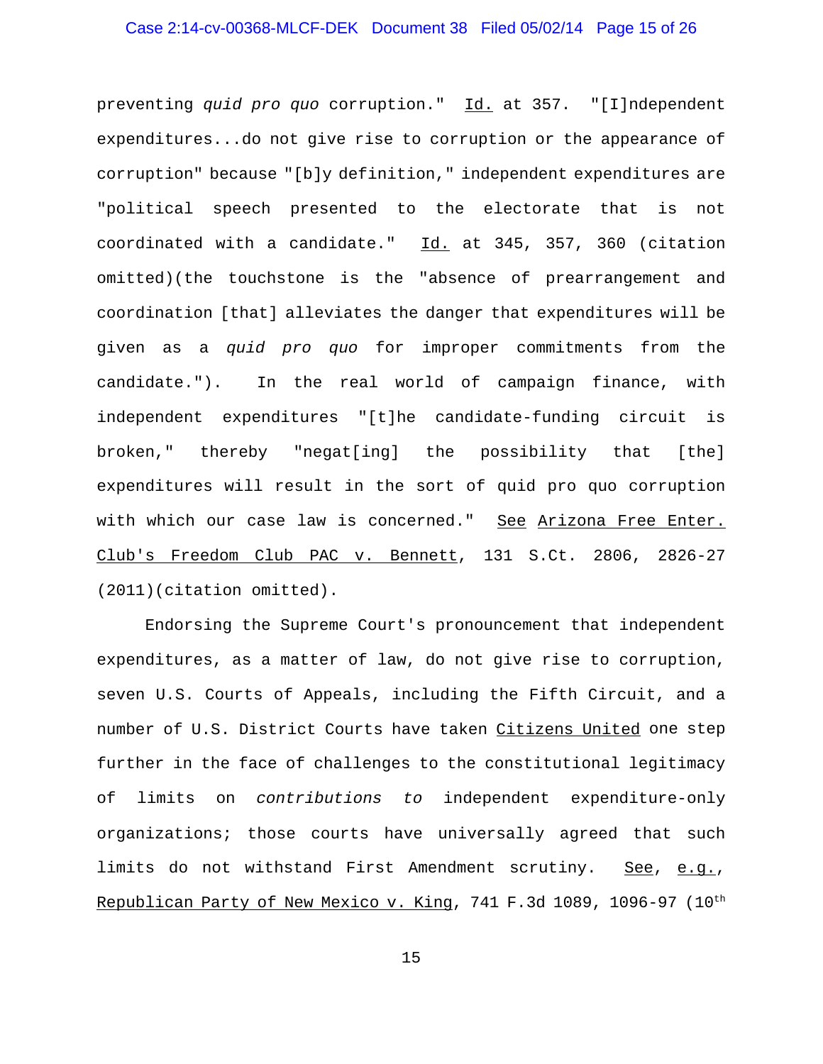preventing *quid pro quo* corruption." Id. at 357. "[I]ndependent expenditures...do not give rise to corruption or the appearance of corruption" because "[b]y definition," independent expenditures are "political speech presented to the electorate that is not coordinated with a candidate." Id. at 345, 357, 360 (citation omitted)(the touchstone is the "absence of prearrangement and coordination [that] alleviates the danger that expenditures will be given as a *quid pro quo* for improper commitments from the candidate."). In the real world of campaign finance, with independent expenditures "[t]he candidate-funding circuit is broken," thereby "negat[ing] the possibility that [the] expenditures will result in the sort of quid pro quo corruption with which our case law is concerned." See Arizona Free Enter. Club's Freedom Club PAC v. Bennett, 131 S.Ct. 2806, 2826-27 (2011)(citation omitted).

Endorsing the Supreme Court's pronouncement that independent expenditures, as a matter of law, do not give rise to corruption, seven U.S. Courts of Appeals, including the Fifth Circuit, and a number of U.S. District Courts have taken Citizens United one step further in the face of challenges to the constitutional legitimacy of limits on *contributions to* independent expenditure-only organizations; those courts have universally agreed that such limits do not withstand First Amendment scrutiny. See, e.g., Republican Party of New Mexico v. King, 741 F.3d 1089, 1096-97 (10th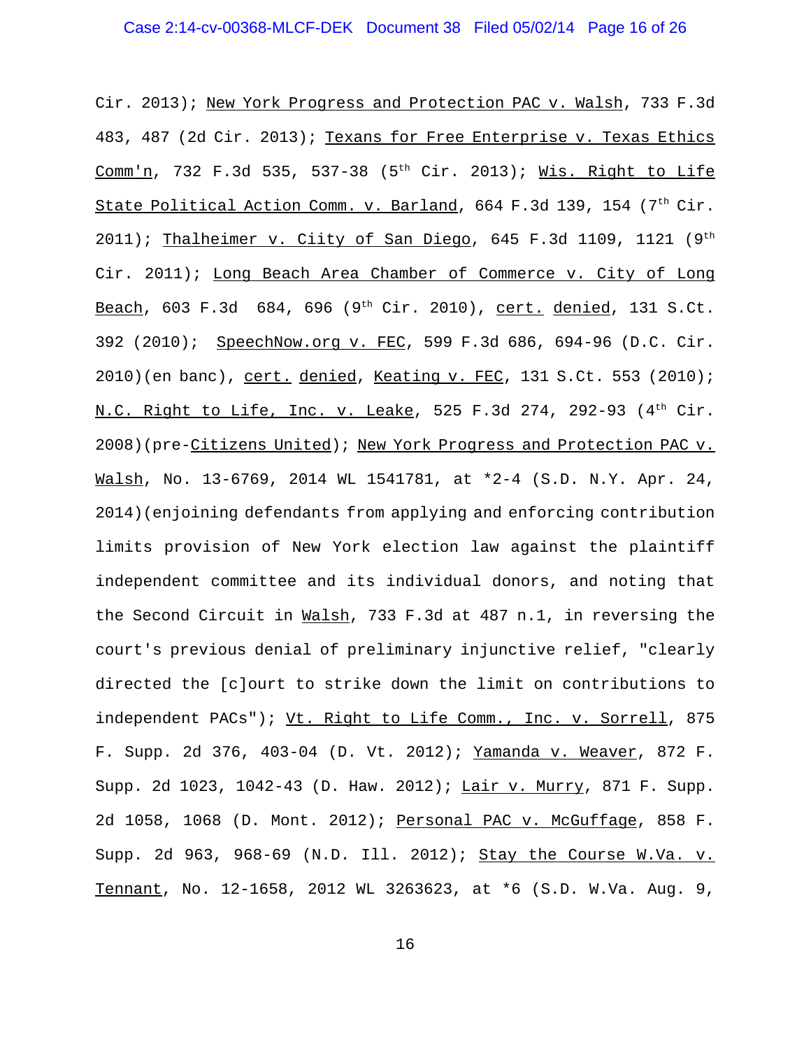Cir. 2013); New York Progress and Protection PAC v. Walsh, 733 F.3d 483, 487 (2d Cir. 2013); Texans for Free Enterprise v. Texas Ethics Comm'n, 732 F.3d 535, 537-38 (5th Cir. 2013); Wis. Right to Life State Political Action Comm. v. Barland, 664 F.3d 139, 154 (7th Cir. 2011); Thalheimer v. Ciity of San Diego, 645 F.3d 1109, 1121 (9th Cir. 2011); Long Beach Area Chamber of Commerce v. City of Long Beach, 603 F.3d 684, 696 (9th Cir. 2010), cert. denied, 131 S.Ct. 392 (2010); SpeechNow.org v. FEC, 599 F.3d 686, 694-96 (D.C. Cir. 2010)(en banc), cert. denied, Keating v. FEC, 131 S.Ct. 553 (2010); N.C. Right to Life, Inc. v. Leake, 525 F.3d 274, 292-93 (4th Cir. 2008)(pre-Citizens United); New York Progress and Protection PAC v. Walsh, No. 13-6769, 2014 WL 1541781, at *2-4 (S.D. N.Y. Apr. 24, 2014)(enjoining defendants from applying and enforcing contribution limits provision of New York election law against the plaintiff independent committee and its individual donors, and noting that the Second Circuit in Walsh, 733 F.3d at 487 n.1, in reversing the court's previous denial of preliminary injunctive relief, "clearly directed the [c]ourt to strike down the limit on contributions to independent PACs"); Vt. Right to Life Comm., Inc. v. Sorrell, 875 F. Supp. 2d 376, 403-04 (D. Vt. 2012); Yamanda v. Weaver, 872 F. Supp. 2d 1023, 1042-43 (D. Haw. 2012); Lair v. Murry, 871 F. Supp. 2d 1058, 1068 (D. Mont. 2012); Personal PAC v. McGuffage, 858 F. Supp. 2d 963, 968-69 (N.D. Ill. 2012); Stay the Course W.Va. v. Tennant, No. 12-1658, 2012 WL 3263623, at *6 (S.D. W.Va. Aug. 9,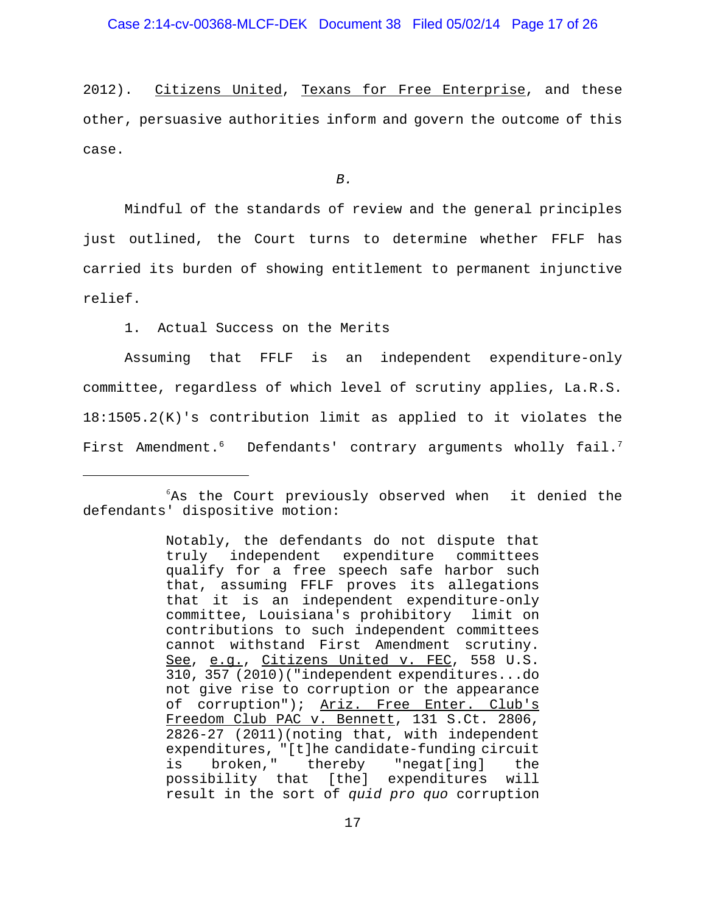2012). Citizens United, Texans for Free Enterprise, and these other, persuasive authorities inform and govern the outcome of this case.

*B.*

Mindful of the standards of review and the general principles just outlined, the Court turns to determine whether FFLF has carried its burden of showing entitlement to permanent injunctive relief.

1. Actual Success on the Merits

Assuming that FFLF is an independent expenditure-only committee, regardless of which level of scrutiny applies, La.R.S. 18:1505.2(K)'s contribution limit as applied to it violates the First Amendment.[6] Defendants' contrary arguments wholly fail.[7]

---

[6]As the Court previously observed when it denied the defendants' dispositive motion:

> Notably, the defendants do not dispute that truly independent expenditure committees qualify for a free speech safe harbor such that, assuming FFLF proves its allegations that it is an independent expenditure-only committee, Louisiana's prohibitory limit on contributions to such independent committees cannot withstand First Amendment scrutiny. See, e.g., Citizens United v. FEC, 558 U.S. 310, 357 (2010)("independent expenditures...do not give rise to corruption or the appearance of corruption"); Ariz. Free Enter. Club's Freedom Club PAC v. Bennett, 131 S.Ct. 2806, 2826-27 (2011)(noting that, with independent expenditures, "[t]he candidate-funding circuit is broken," thereby "negat[ing] the possibility that [the] expenditures will result in the sort of *quid pro quo* corruption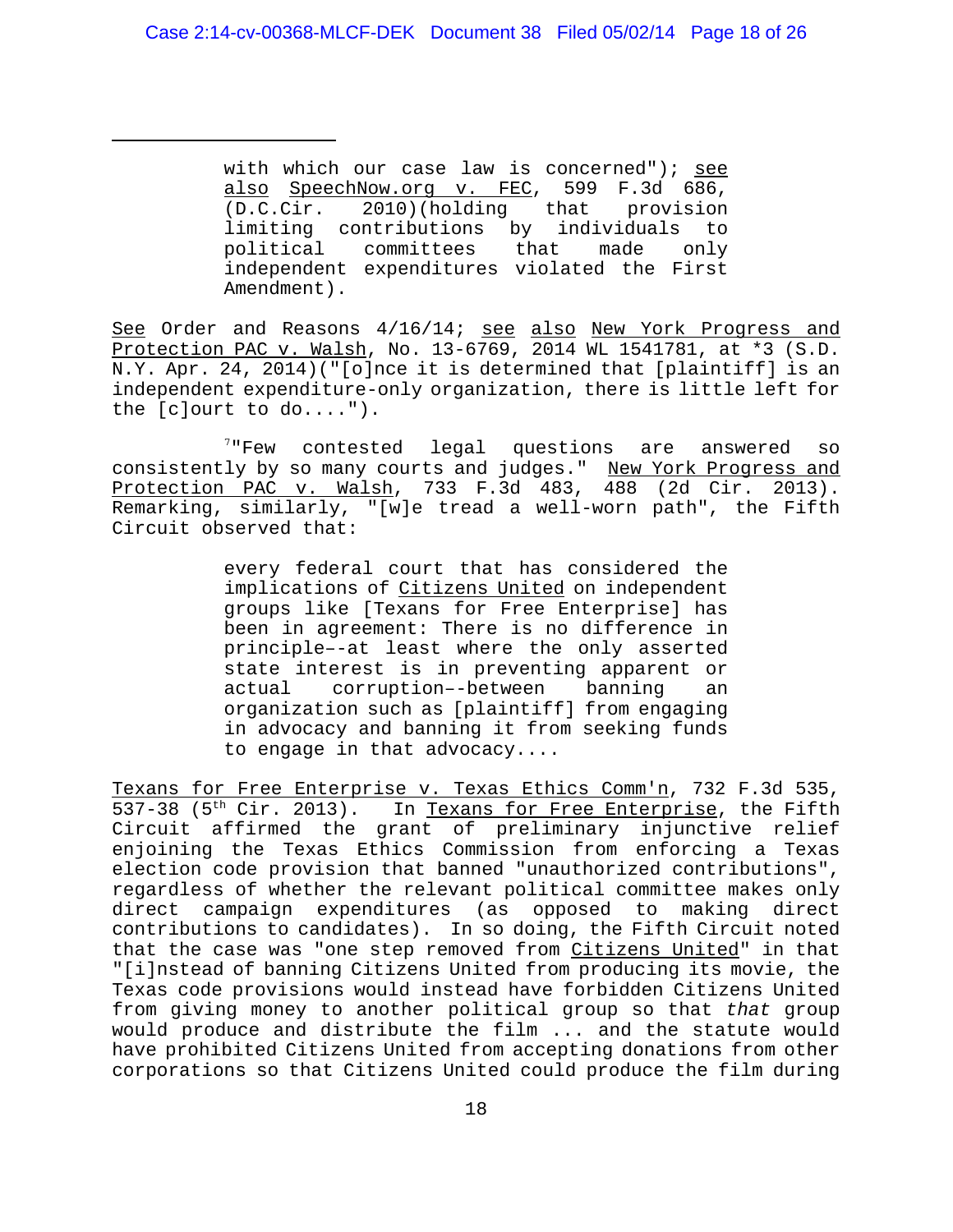> with which our case law is concerned"); see also SpeechNow.org v. FEC, 599 F.3d 686, (D.C.Cir. 2010)(holding that provision limiting contributions by individuals to political committees that made only independent expenditures violated the First Amendment).

See Order and Reasons 4/16/14; see also New York Progress and Protection PAC v. Walsh, No. 13-6769, 2014 WL 1541781, at *3 (S.D. N.Y. Apr. 24, 2014)("[o]nce it is determined that [plaintiff] is an independent expenditure-only organization, there is little left for the [c]ourt to do....").

[7]"Few contested legal questions are answered so consistently by so many courts and judges." New York Progress and Protection PAC v. Walsh, 733 F.3d 483, 488 (2d Cir. 2013). Remarking, similarly, "[w]e tread a well-worn path", the Fifth Circuit observed that:

> every federal court that has considered the implications of Citizens United on independent groups like [Texans for Free Enterprise] has been in agreement: There is no difference in principle––at least where the only asserted state interest is in preventing apparent or actual corruption––between banning an organization such as [plaintiff] from engaging in advocacy and banning it from seeking funds to engage in that advocacy....

Texans for Free Enterprise v. Texas Ethics Comm'n, 732 F.3d 535, 537-38 (5th Cir. 2013). In Texans for Free Enterprise, the Fifth Circuit affirmed the grant of preliminary injunctive relief enjoining the Texas Ethics Commission from enforcing a Texas election code provision that banned "unauthorized contributions", regardless of whether the relevant political committee makes only direct campaign expenditures (as opposed to making direct contributions to candidates). In so doing, the Fifth Circuit noted that the case was "one step removed from Citizens United" in that "[i]nstead of banning Citizens United from producing its movie, the Texas code provisions would instead have forbidden Citizens United from giving money to another political group so that *that* group would produce and distribute the film ... and the statute would have prohibited Citizens United from accepting donations from other corporations so that Citizens United could produce the film during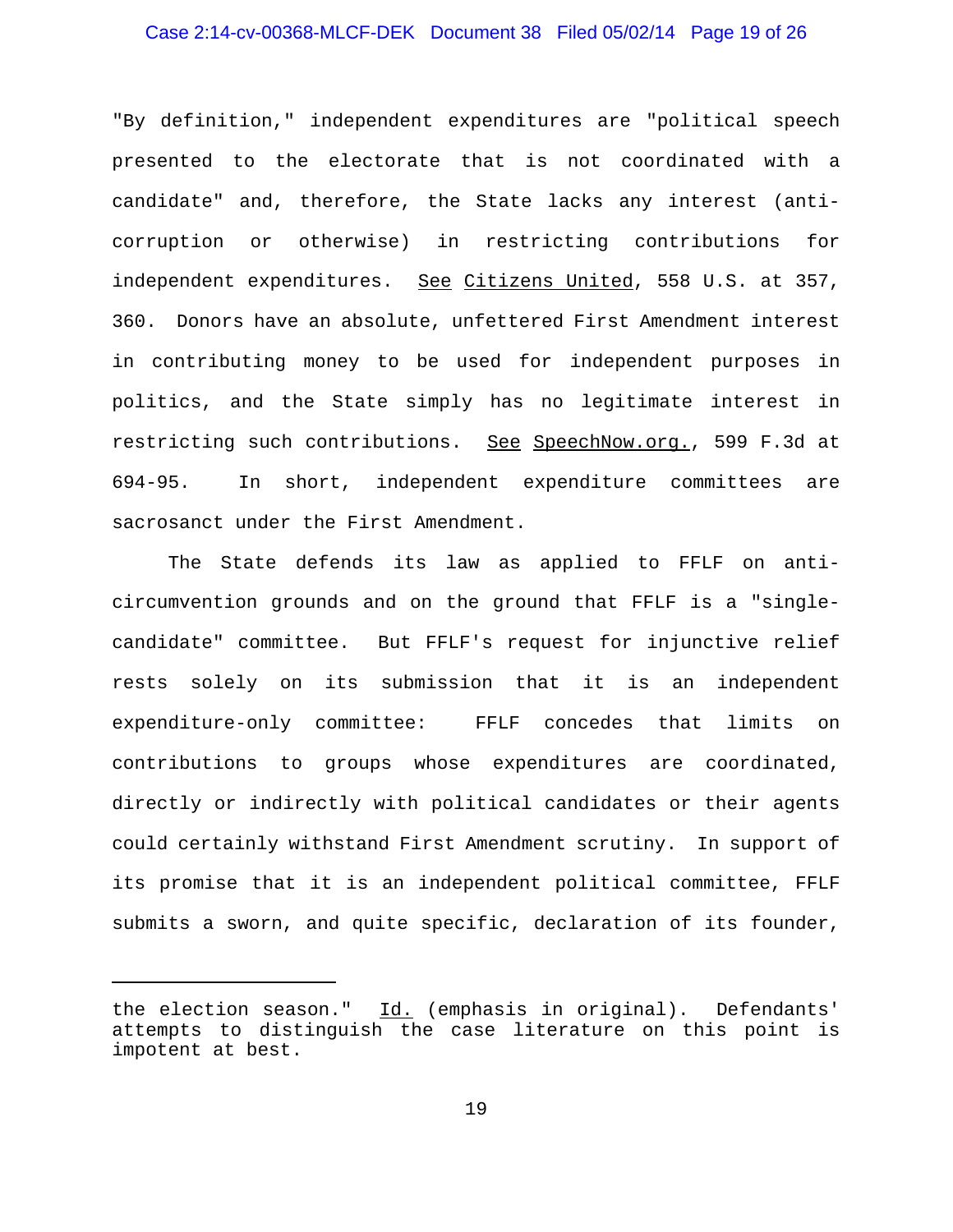"By definition," independent expenditures are "political speech presented to the electorate that is not coordinated with a candidate" and, therefore, the State lacks any interest (anti-corruption or otherwise) in restricting contributions for independent expenditures. See Citizens United, 558 U.S. at 357, 360. Donors have an absolute, unfettered First Amendment interest in contributing money to be used for independent purposes in politics, and the State simply has no legitimate interest in restricting such contributions. See SpeechNow.org., 599 F.3d at 694-95. In short, independent expenditure committees are sacrosanct under the First Amendment.

The State defends its law as applied to FFLF on anti-circumvention grounds and on the ground that FFLF is a "single-candidate" committee. But FFLF's request for injunctive relief rests solely on its submission that it is an independent expenditure-only committee: FFLF concedes that limits on contributions to groups whose expenditures are coordinated, directly or indirectly with political candidates or their agents could certainly withstand First Amendment scrutiny. In support of its promise that it is an independent political committee, FFLF submits a sworn, and quite specific, declaration of its founder,

---

the election season." Id. (emphasis in original). Defendants' attempts to distinguish the case literature on this point is impotent at best.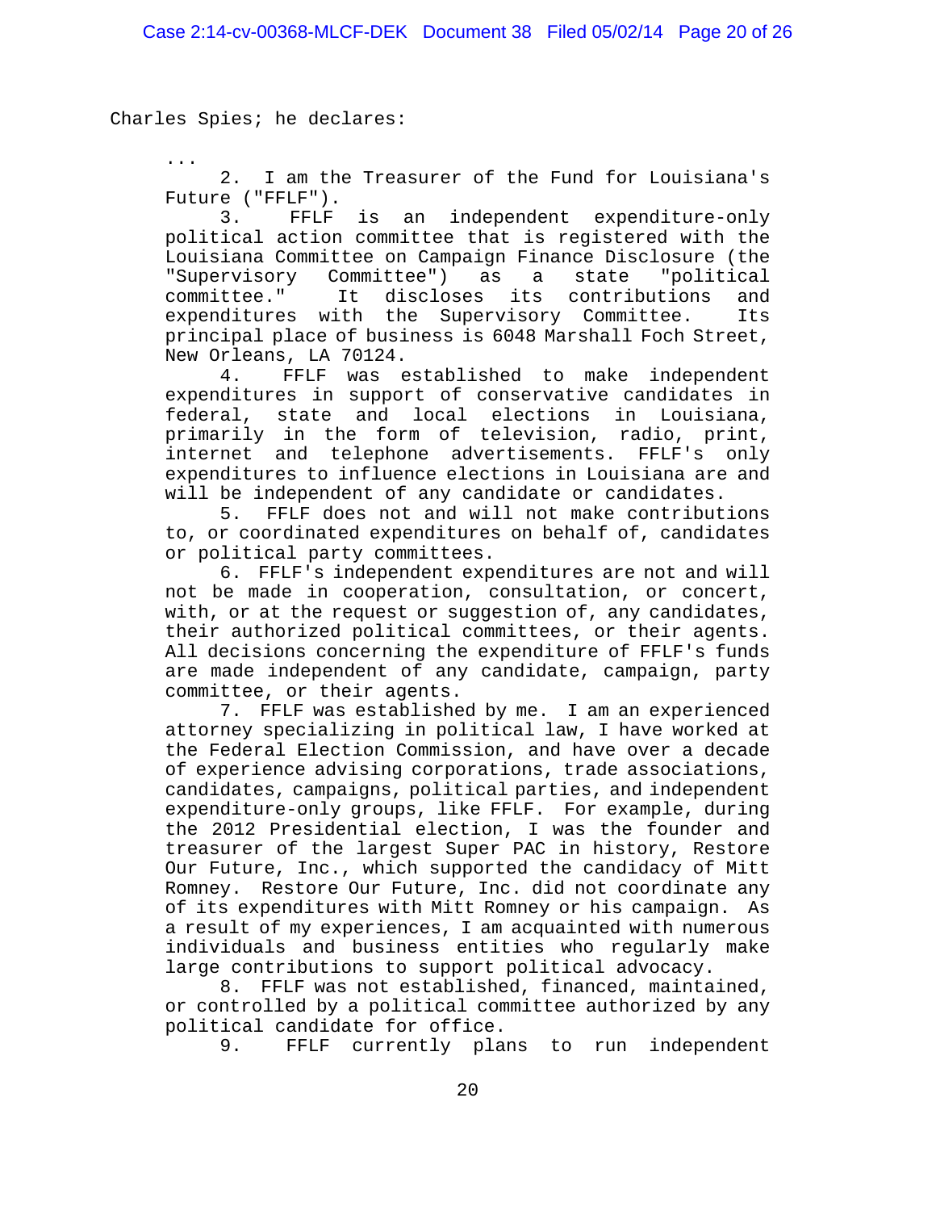Charles Spies; he declares:

...

2. I am the Treasurer of the Fund for Louisiana's Future ("FFLF").

3. FFLF is an independent expenditure-only political action committee that is registered with the Louisiana Committee on Campaign Finance Disclosure (the "Supervisory Committee") as a state "political committee." It discloses its contributions and expenditures with the Supervisory Committee. Its principal place of business is 6048 Marshall Foch Street, New Orleans, LA 70124.

4. FFLF was established to make independent expenditures in support of conservative candidates in federal, state and local elections in Louisiana, primarily in the form of television, radio, print, internet and telephone advertisements. FFLF's only expenditures to influence elections in Louisiana are and will be independent of any candidate or candidates.

5. FFLF does not and will not make contributions to, or coordinated expenditures on behalf of, candidates or political party committees.

6. FFLF's independent expenditures are not and will not be made in cooperation, consultation, or concert, with, or at the request or suggestion of, any candidates, their authorized political committees, or their agents. All decisions concerning the expenditure of FFLF's funds are made independent of any candidate, campaign, party committee, or their agents.

7. FFLF was established by me. I am an experienced attorney specializing in political law, I have worked at the Federal Election Commission, and have over a decade of experience advising corporations, trade associations, candidates, campaigns, political parties, and independent expenditure-only groups, like FFLF. For example, during the 2012 Presidential election, I was the founder and treasurer of the largest Super PAC in history, Restore Our Future, Inc., which supported the candidacy of Mitt Romney. Restore Our Future, Inc. did not coordinate any of its expenditures with Mitt Romney or his campaign. As a result of my experiences, I am acquainted with numerous individuals and business entities who regularly make large contributions to support political advocacy.

8. FFLF was not established, financed, maintained, or controlled by a political committee authorized by any political candidate for office.

9. FFLF currently plans to run independent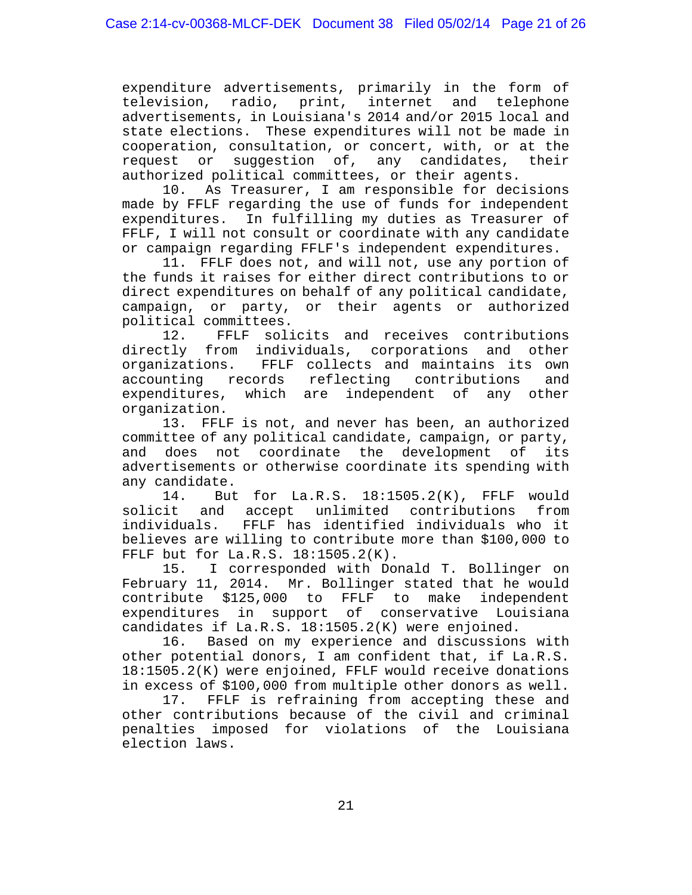expenditure advertisements, primarily in the form of television, radio, print, internet and telephone advertisements, in Louisiana's 2014 and/or 2015 local and state elections. These expenditures will not be made in cooperation, consultation, or concert, with, or at the request or suggestion of, any candidates, their authorized political committees, or their agents.

10. As Treasurer, I am responsible for decisions made by FFLF regarding the use of funds for independent expenditures. In fulfilling my duties as Treasurer of FFLF, I will not consult or coordinate with any candidate or campaign regarding FFLF's independent expenditures.

11. FFLF does not, and will not, use any portion of the funds it raises for either direct contributions to or direct expenditures on behalf of any political candidate, campaign, or party, or their agents or authorized political committees.

12. FFLF solicits and receives contributions directly from individuals, corporations and other organizations. FFLF collects and maintains its own accounting records reflecting contributions and expenditures, which are independent of any other organization.

13. FFLF is not, and never has been, an authorized committee of any political candidate, campaign, or party, and does not coordinate the development of its advertisements or otherwise coordinate its spending with any candidate.

14. But for La.R.S. 18:1505.2(K), FFLF would solicit and accept unlimited contributions from individuals. FFLF has identified individuals who it believes are willing to contribute more than $100,000 to FFLF but for La.R.S. 18:1505.2(K).

15. I corresponded with Donald T. Bollinger on February 11, 2014. Mr. Bollinger stated that he would contribute $125,000 to FFLF to make independent expenditures in support of conservative Louisiana candidates if La.R.S. 18:1505.2(K) were enjoined.

16. Based on my experience and discussions with other potential donors, I am confident that, if La.R.S. 18:1505.2(K) were enjoined, FFLF would receive donations in excess of $100,000 from multiple other donors as well.

17. FFLF is refraining from accepting these and other contributions because of the civil and criminal penalties imposed for violations of the Louisiana election laws.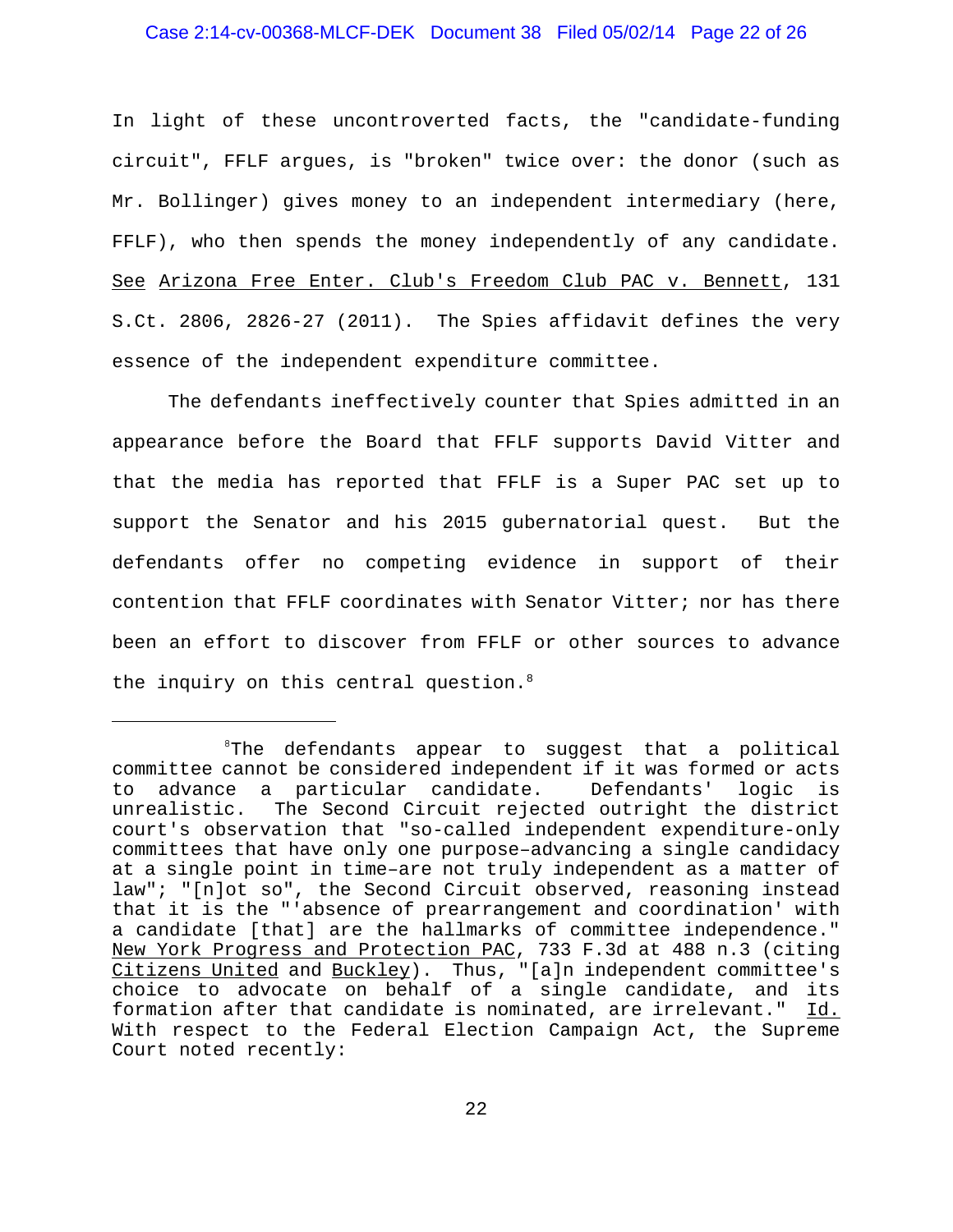In light of these uncontroverted facts, the "candidate-funding circuit", FFLF argues, is "broken" twice over: the donor (such as Mr. Bollinger) gives money to an independent intermediary (here, FFLF), who then spends the money independently of any candidate. See Arizona Free Enter. Club's Freedom Club PAC v. Bennett, 131 S.Ct. 2806, 2826-27 (2011). The Spies affidavit defines the very essence of the independent expenditure committee.

The defendants ineffectively counter that Spies admitted in an appearance before the Board that FFLF supports David Vitter and that the media has reported that FFLF is a Super PAC set up to support the Senator and his 2015 gubernatorial quest. But the defendants offer no competing evidence in support of their contention that FFLF coordinates with Senator Vitter; nor has there been an effort to discover from FFLF or other sources to advance the inquiry on this central question.[8]

---

[8]The defendants appear to suggest that a political committee cannot be considered independent if it was formed or acts to advance a particular candidate. Defendants' logic is unrealistic. The Second Circuit rejected outright the district court's observation that "so-called independent expenditure-only committees that have only one purpose–advancing a single candidacy at a single point in time–are not truly independent as a matter of law"; "[n]ot so", the Second Circuit observed, reasoning instead that it is the "'absence of prearrangement and coordination' with a candidate [that] are the hallmarks of committee independence." New York Progress and Protection PAC, 733 F.3d at 488 n.3 (citing Citizens United and Buckley). Thus, "[a]n independent committee's choice to advocate on behalf of a single candidate, and its formation after that candidate is nominated, are irrelevant." Id. With respect to the Federal Election Campaign Act, the Supreme Court noted recently: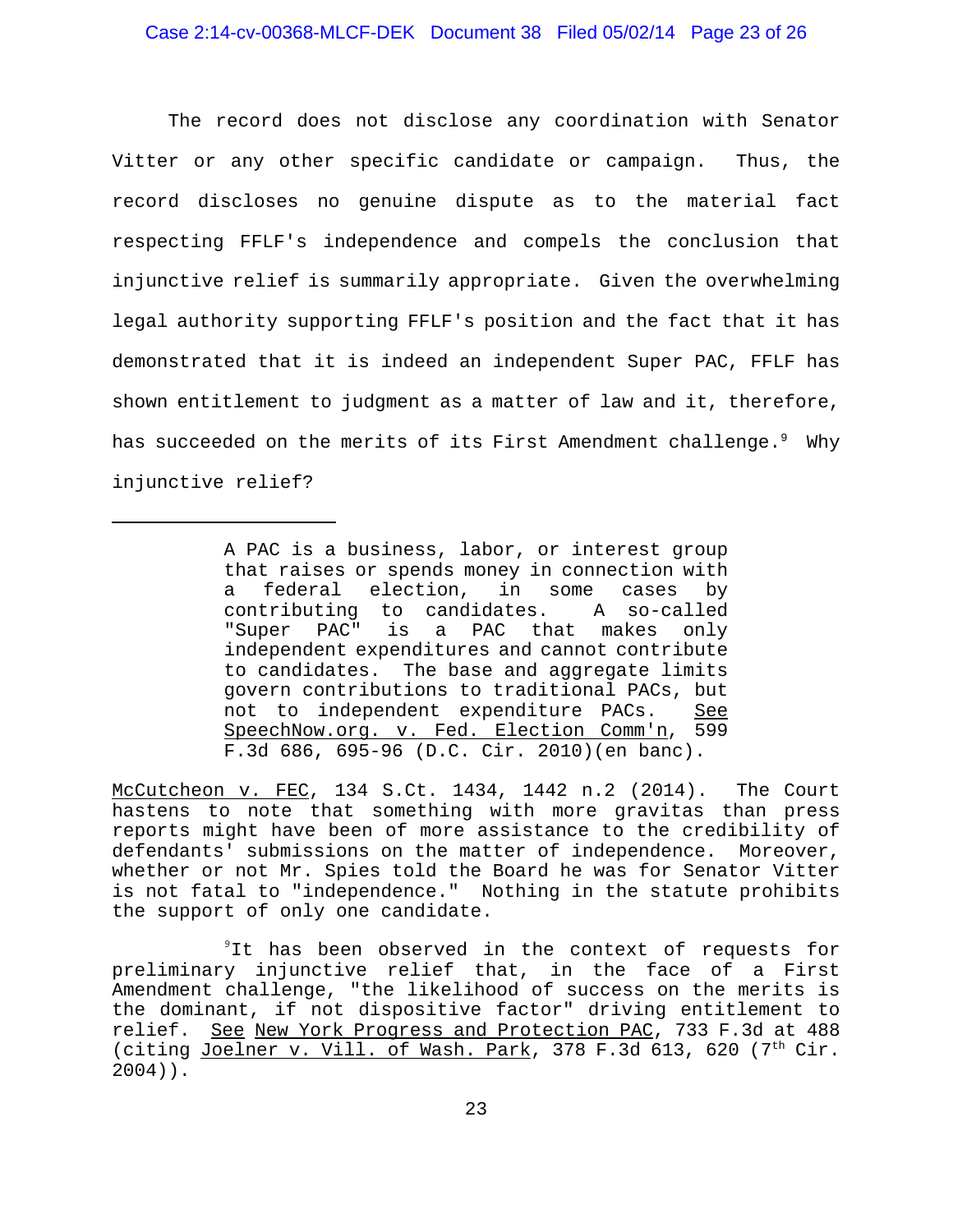The record does not disclose any coordination with Senator Vitter or any other specific candidate or campaign. Thus, the record discloses no genuine dispute as to the material fact respecting FFLF's independence and compels the conclusion that injunctive relief is summarily appropriate. Given the overwhelming legal authority supporting FFLF's position and the fact that it has demonstrated that it is indeed an independent Super PAC, FFLF has shown entitlement to judgment as a matter of law and it, therefore, has succeeded on the merits of its First Amendment challenge.[9] Why injunctive relief?

---

> A PAC is a business, labor, or interest group that raises or spends money in connection with a federal election, in some cases by contributing to candidates. A so-called "Super PAC" is a PAC that makes only independent expenditures and cannot contribute to candidates. The base and aggregate limits govern contributions to traditional PACs, but not to independent expenditure PACs. See SpeechNow.org. v. Fed. Election Comm'n, 599 F.3d 686, 695-96 (D.C. Cir. 2010)(en banc).

McCutcheon v. FEC, 134 S.Ct. 1434, 1442 n.2 (2014). The Court hastens to note that something with more gravitas than press reports might have been of more assistance to the credibility of defendants' submissions on the matter of independence. Moreover, whether or not Mr. Spies told the Board he was for Senator Vitter is not fatal to "independence." Nothing in the statute prohibits the support of only one candidate.

[9] It has been observed in the context of requests for preliminary injunctive relief that, in the face of a First Amendment challenge, "the likelihood of success on the merits is the dominant, if not dispositive factor" driving entitlement to relief. See New York Progress and Protection PAC, 733 F.3d at 488 (citing Joelner v. Vill. of Wash. Park, 378 F.3d 613, 620 (7th Cir. 2004)).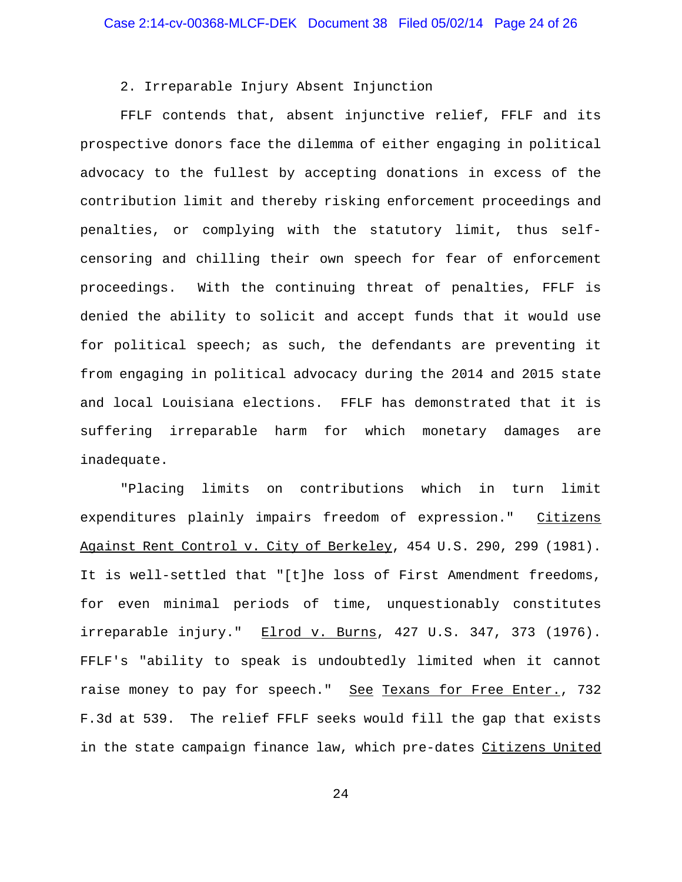2. Irreparable Injury Absent Injunction

FFLF contends that, absent injunctive relief, FFLF and its prospective donors face the dilemma of either engaging in political advocacy to the fullest by accepting donations in excess of the contribution limit and thereby risking enforcement proceedings and penalties, or complying with the statutory limit, thus self-censoring and chilling their own speech for fear of enforcement proceedings. With the continuing threat of penalties, FFLF is denied the ability to solicit and accept funds that it would use for political speech; as such, the defendants are preventing it from engaging in political advocacy during the 2014 and 2015 state and local Louisiana elections. FFLF has demonstrated that it is suffering irreparable harm for which monetary damages are inadequate.

"Placing limits on contributions which in turn limit expenditures plainly impairs freedom of expression." Citizens Against Rent Control v. City of Berkeley, 454 U.S. 290, 299 (1981). It is well-settled that "[t]he loss of First Amendment freedoms, for even minimal periods of time, unquestionably constitutes irreparable injury." Elrod v. Burns, 427 U.S. 347, 373 (1976). FFLF's "ability to speak is undoubtedly limited when it cannot raise money to pay for speech." See Texans for Free Enter., 732 F.3d at 539. The relief FFLF seeks would fill the gap that exists in the state campaign finance law, which pre-dates Citizens United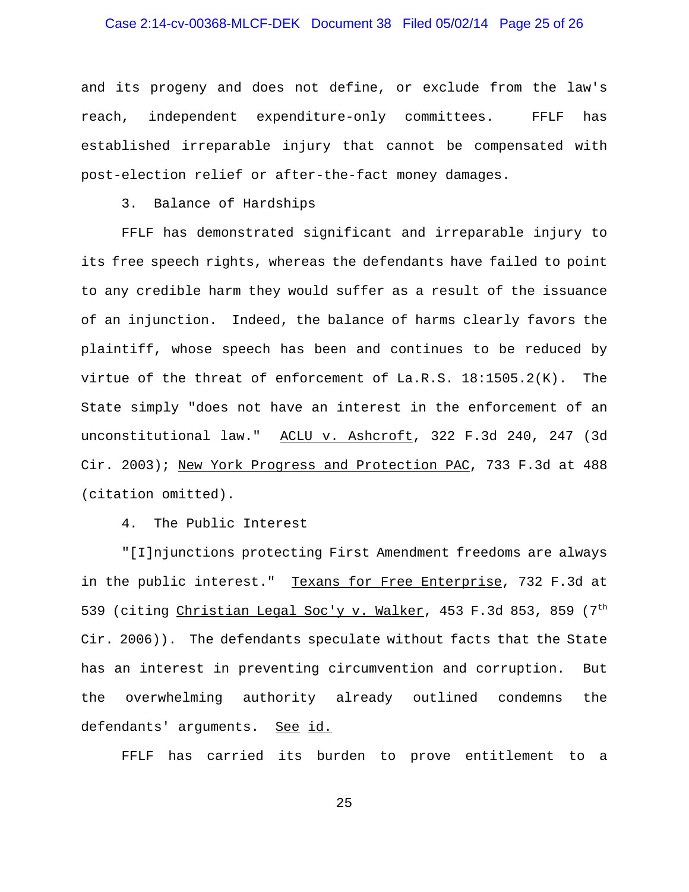and its progeny and does not define, or exclude from the law's reach, independent expenditure-only committees. FFLF has established irreparable injury that cannot be compensated with post-election relief or after-the-fact money damages.

3. Balance of Hardships

FFLF has demonstrated significant and irreparable injury to its free speech rights, whereas the defendants have failed to point to any credible harm they would suffer as a result of the issuance of an injunction. Indeed, the balance of harms clearly favors the plaintiff, whose speech has been and continues to be reduced by virtue of the threat of enforcement of La.R.S. 18:1505.2(K). The State simply "does not have an interest in the enforcement of an unconstitutional law." <u>ACLU v. Ashcroft</u>, 322 F.3d 240, 247 (3d Cir. 2003); <u>New York Progress and Protection PAC</u>, 733 F.3d at 488 (citation omitted).

4. The Public Interest

"[I]njunctions protecting First Amendment freedoms are always in the public interest." <u>Texans for Free Enterprise</u>, 732 F.3d at 539 (citing <u>Christian Legal Soc'y v. Walker</u>, 453 F.3d 853, 859 (7th Cir. 2006)). The defendants speculate without facts that the State has an interest in preventing circumvention and corruption. But the overwhelming authority already outlined condemns the defendants' arguments. <u>See</u> <u>id.</u>

FFLF has carried its burden to prove entitlement to a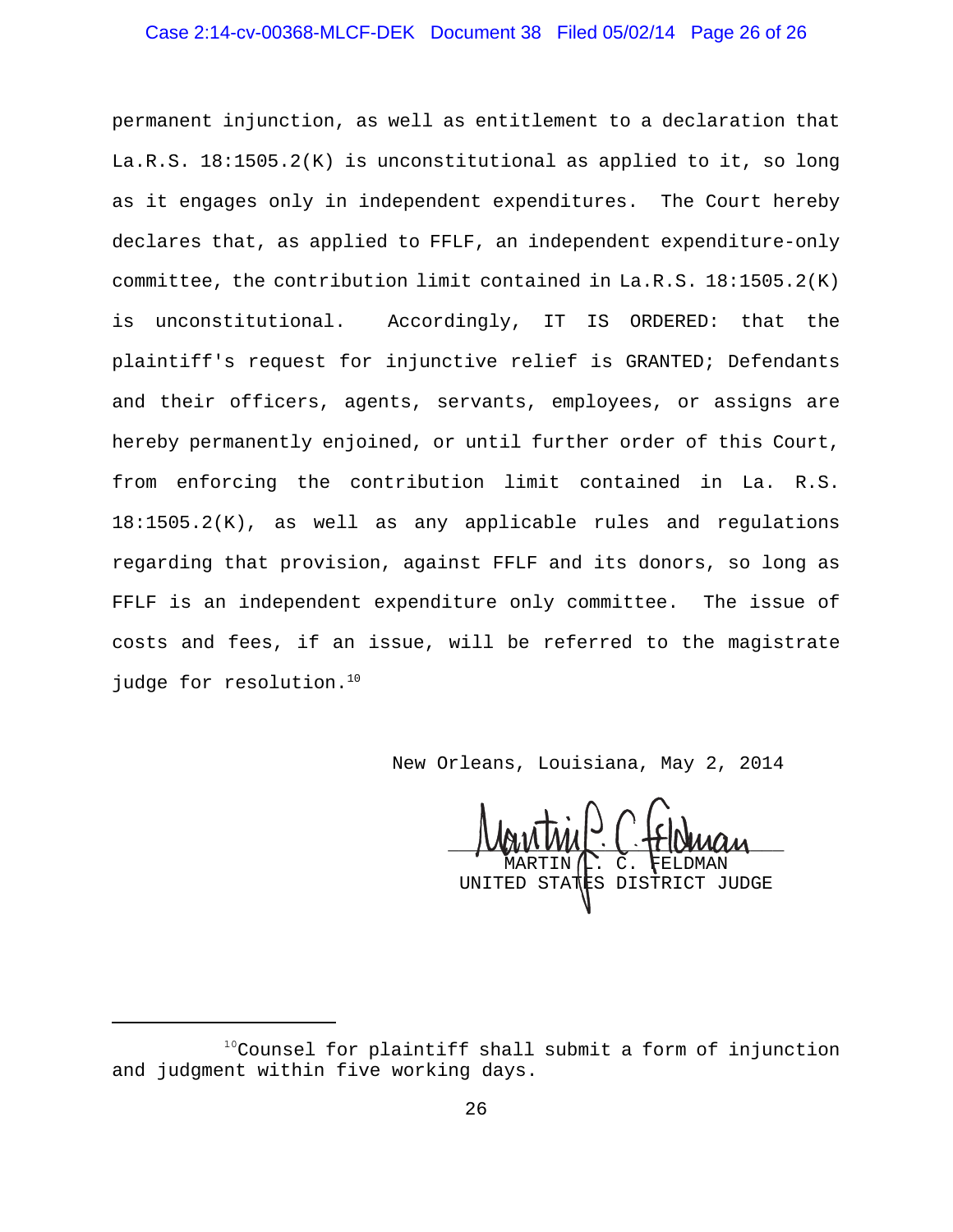permanent injunction, as well as entitlement to a declaration that La.R.S. 18:1505.2(K) is unconstitutional as applied to it, so long as it engages only in independent expenditures. The Court hereby declares that, as applied to FFLF, an independent expenditure-only committee, the contribution limit contained in La.R.S. 18:1505.2(K) is unconstitutional. Accordingly, IT IS ORDERED: that the plaintiff's request for injunctive relief is GRANTED; Defendants and their officers, agents, servants, employees, or assigns are hereby permanently enjoined, or until further order of this Court, from enforcing the contribution limit contained in La. R.S. 18:1505.2(K), as well as any applicable rules and regulations regarding that provision, against FFLF and its donors, so long as FFLF is an independent expenditure only committee. The issue of costs and fees, if an issue, will be referred to the magistrate judge for resolution.[10]

New Orleans, Louisiana, May 2, 2014

MARTIN L. C. FELDMAN
UNITED STATES DISTRICT JUDGE

---

[10] Counsel for plaintiff shall submit a form of injunction and judgment within five working days.